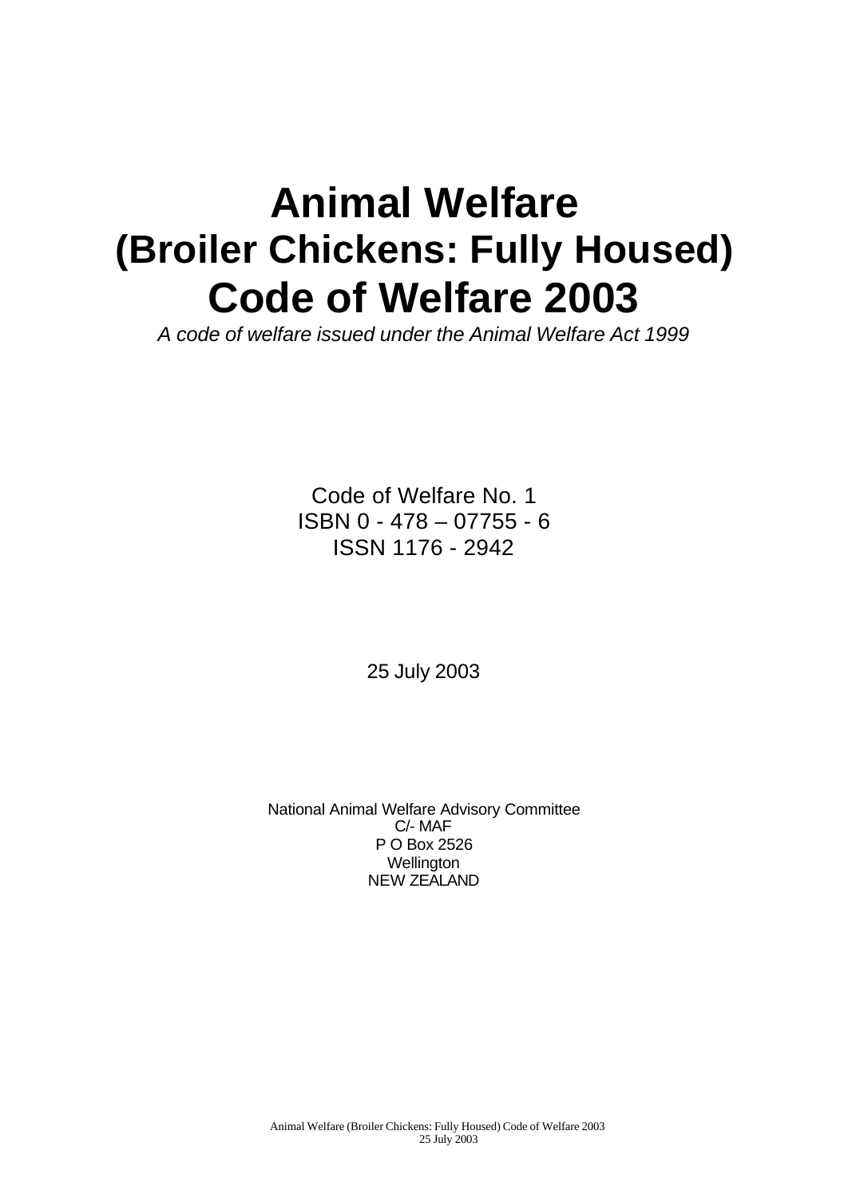# Animal Welfare (Broiler Chickens: Fully Housed) Code of Welfare 2003

*A code of welfare issued under the Animal Welfare Act 1999*

Code of Welfare No. 1
ISBN 0 - 478 – 07755 - 6
ISSN 1176 - 2942

25 July 2003

National Animal Welfare Advisory Committee
C/- MAF
P O Box 2526
Wellington
NEW ZEALAND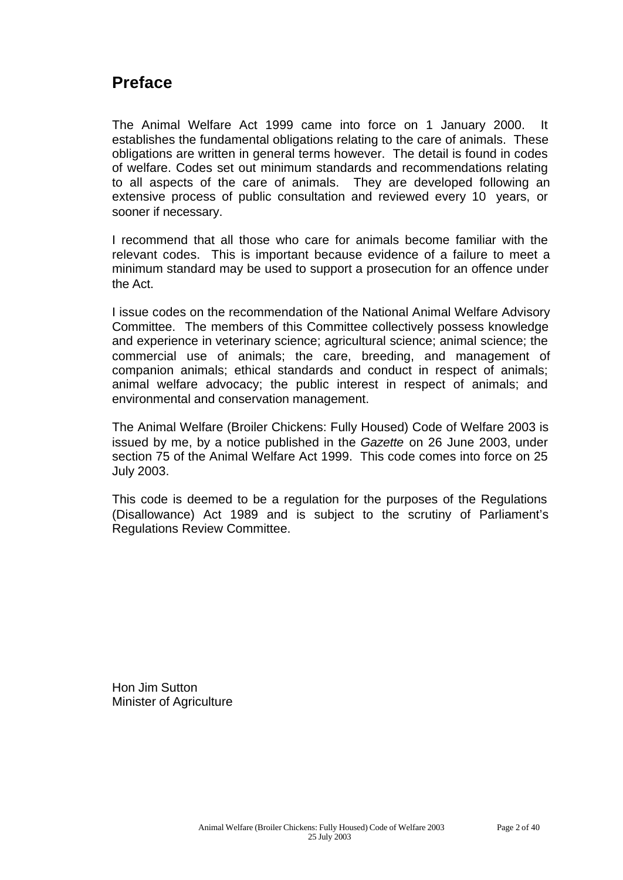## Preface

The Animal Welfare Act 1999 came into force on 1 January 2000. It establishes the fundamental obligations relating to the care of animals. These obligations are written in general terms however. The detail is found in codes of welfare. Codes set out minimum standards and recommendations relating to all aspects of the care of animals. They are developed following an extensive process of public consultation and reviewed every 10 years, or sooner if necessary.

I recommend that all those who care for animals become familiar with the relevant codes. This is important because evidence of a failure to meet a minimum standard may be used to support a prosecution for an offence under the Act.

I issue codes on the recommendation of the National Animal Welfare Advisory Committee. The members of this Committee collectively possess knowledge and experience in veterinary science; agricultural science; animal science; the commercial use of animals; the care, breeding, and management of companion animals; ethical standards and conduct in respect of animals; animal welfare advocacy; the public interest in respect of animals; and environmental and conservation management.

The Animal Welfare (Broiler Chickens: Fully Housed) Code of Welfare 2003 is issued by me, by a notice published in the *Gazette* on 26 June 2003, under section 75 of the Animal Welfare Act 1999. This code comes into force on 25 July 2003.

This code is deemed to be a regulation for the purposes of the Regulations (Disallowance) Act 1989 and is subject to the scrutiny of Parliament's Regulations Review Committee.

Hon Jim Sutton
Minister of Agriculture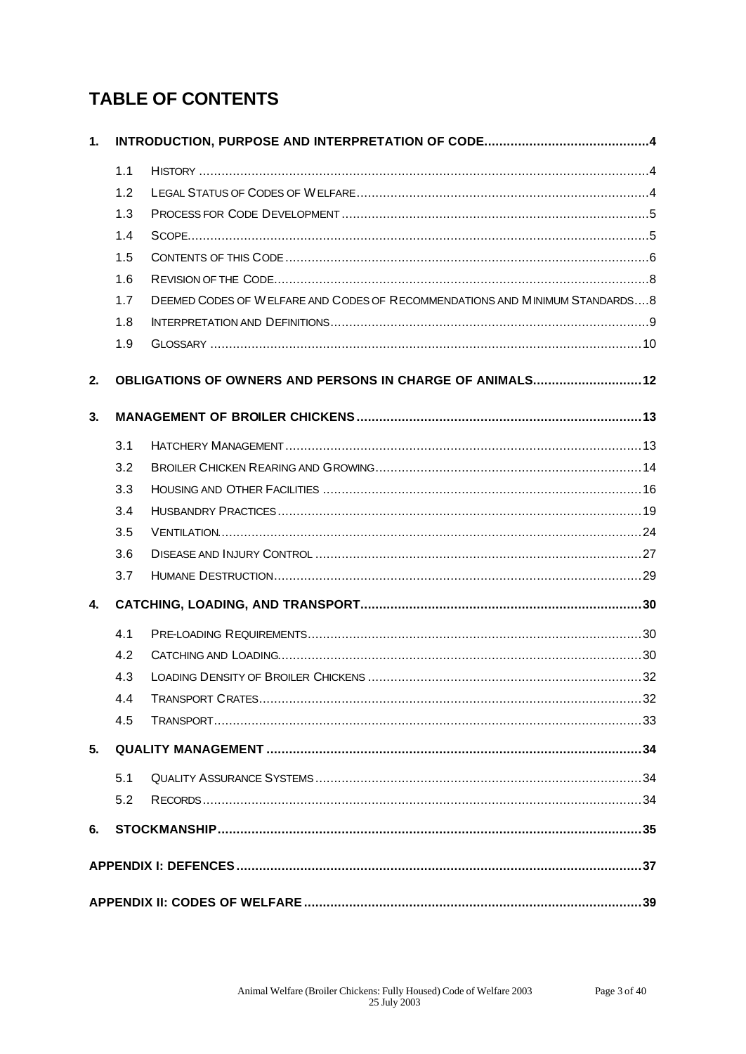# TABLE OF CONTENTS

1. **INTRODUCTION, PURPOSE AND INTERPRETATION OF CODE** ....................4
   - 1.1 History ....................4
   - 1.2 Legal Status of Codes of Welfare ....................4
   - 1.3 Process for Code Development ....................5
   - 1.4 Scope ....................5
   - 1.5 Contents of this Code ....................6
   - 1.6 Revision of the Code ....................8
   - 1.7 Deemed Codes of Welfare and Codes of Recommendations and Minimum Standards ....8
   - 1.8 Interpretation and Definitions ....................9
   - 1.9 Glossary ....................10
2. **OBLIGATIONS OF OWNERS AND PERSONS IN CHARGE OF ANIMALS** ....................12
3. **MANAGEMENT OF BROILER CHICKENS** ....................13
   - 3.1 Hatchery Management ....................13
   - 3.2 Broiler Chicken Rearing and Growing ....................14
   - 3.3 Housing and Other Facilities ....................16
   - 3.4 Husbandry Practices ....................19
   - 3.5 Ventilation ....................24
   - 3.6 Disease and Injury Control ....................27
   - 3.7 Humane Destruction ....................29
4. **CATCHING, LOADING, AND TRANSPORT** ....................30
   - 4.1 Pre-loading Requirements ....................30
   - 4.2 Catching and Loading ....................30
   - 4.3 Loading Density of Broiler Chickens ....................32
   - 4.4 Transport Crates ....................32
   - 4.5 Transport ....................33
5. **QUALITY MANAGEMENT** ....................34
   - 5.1 Quality Assurance Systems ....................34
   - 5.2 Records ....................34
6. **STOCKMANSHIP** ....................35

**APPENDIX I: DEFENCES** ....................37

**APPENDIX II: CODES OF WELFARE** ....................39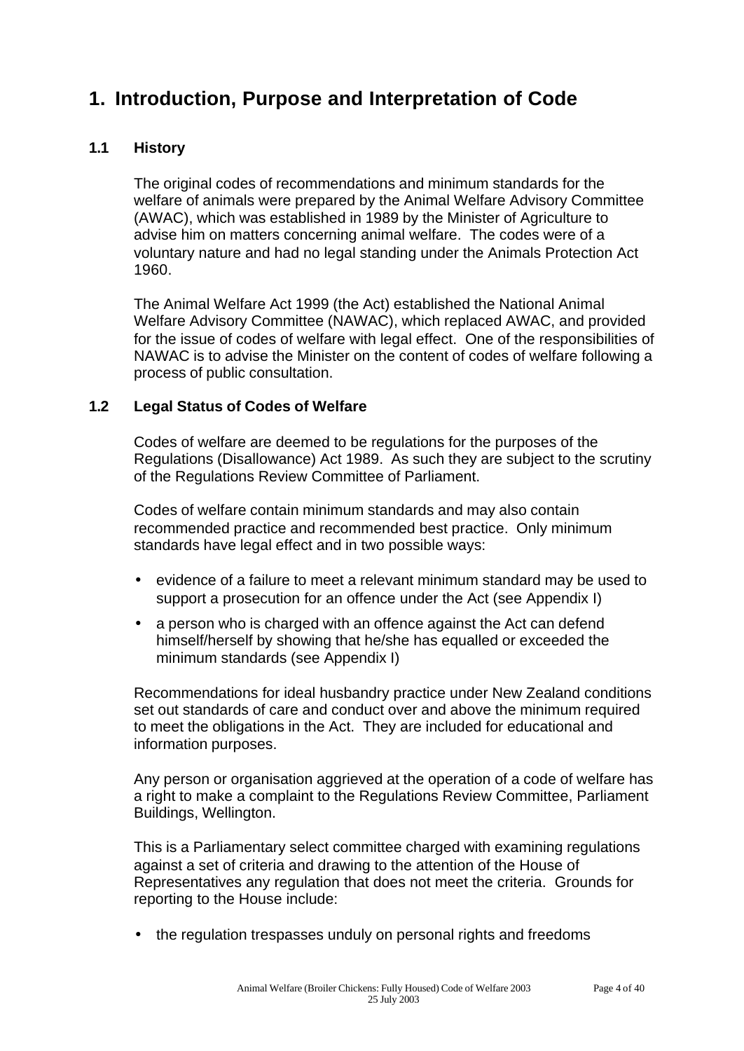# 1. Introduction, Purpose and Interpretation of Code

## 1.1 History

The original codes of recommendations and minimum standards for the welfare of animals were prepared by the Animal Welfare Advisory Committee (AWAC), which was established in 1989 by the Minister of Agriculture to advise him on matters concerning animal welfare. The codes were of a voluntary nature and had no legal standing under the Animals Protection Act 1960.

The Animal Welfare Act 1999 (the Act) established the National Animal Welfare Advisory Committee (NAWAC), which replaced AWAC, and provided for the issue of codes of welfare with legal effect. One of the responsibilities of NAWAC is to advise the Minister on the content of codes of welfare following a process of public consultation.

## 1.2 Legal Status of Codes of Welfare

Codes of welfare are deemed to be regulations for the purposes of the Regulations (Disallowance) Act 1989. As such they are subject to the scrutiny of the Regulations Review Committee of Parliament.

Codes of welfare contain minimum standards and may also contain recommended practice and recommended best practice. Only minimum standards have legal effect and in two possible ways:

- evidence of a failure to meet a relevant minimum standard may be used to support a prosecution for an offence under the Act (see Appendix I)
- a person who is charged with an offence against the Act can defend himself/herself by showing that he/she has equalled or exceeded the minimum standards (see Appendix I)

Recommendations for ideal husbandry practice under New Zealand conditions set out standards of care and conduct over and above the minimum required to meet the obligations in the Act. They are included for educational and information purposes.

Any person or organisation aggrieved at the operation of a code of welfare has a right to make a complaint to the Regulations Review Committee, Parliament Buildings, Wellington.

This is a Parliamentary select committee charged with examining regulations against a set of criteria and drawing to the attention of the House of Representatives any regulation that does not meet the criteria. Grounds for reporting to the House include:

- the regulation trespasses unduly on personal rights and freedoms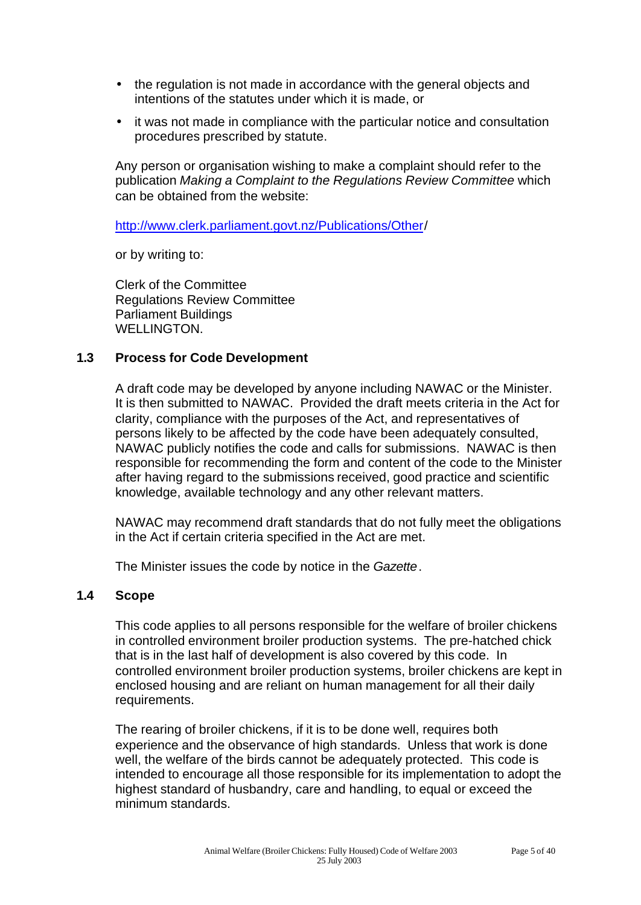- the regulation is not made in accordance with the general objects and intentions of the statutes under which it is made, or
- it was not made in compliance with the particular notice and consultation procedures prescribed by statute.

Any person or organisation wishing to make a complaint should refer to the publication *Making a Complaint to the Regulations Review Committee* which can be obtained from the website:

http://www.clerk.parliament.govt.nz/Publications/Other/

or by writing to:

Clerk of the Committee
Regulations Review Committee
Parliament Buildings
WELLINGTON.

## 1.3 Process for Code Development

A draft code may be developed by anyone including NAWAC or the Minister. It is then submitted to NAWAC. Provided the draft meets criteria in the Act for clarity, compliance with the purposes of the Act, and representatives of persons likely to be affected by the code have been adequately consulted, NAWAC publicly notifies the code and calls for submissions. NAWAC is then responsible for recommending the form and content of the code to the Minister after having regard to the submissions received, good practice and scientific knowledge, available technology and any other relevant matters.

NAWAC may recommend draft standards that do not fully meet the obligations in the Act if certain criteria specified in the Act are met.

The Minister issues the code by notice in the *Gazette*.

## 1.4 Scope

This code applies to all persons responsible for the welfare of broiler chickens in controlled environment broiler production systems. The pre-hatched chick that is in the last half of development is also covered by this code. In controlled environment broiler production systems, broiler chickens are kept in enclosed housing and are reliant on human management for all their daily requirements.

The rearing of broiler chickens, if it is to be done well, requires both experience and the observance of high standards. Unless that work is done well, the welfare of the birds cannot be adequately protected. This code is intended to encourage all those responsible for its implementation to adopt the highest standard of husbandry, care and handling, to equal or exceed the minimum standards.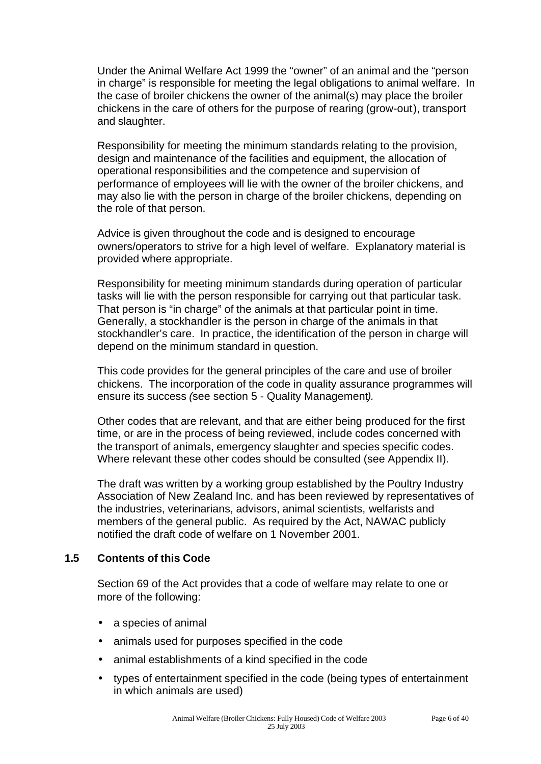Under the Animal Welfare Act 1999 the "owner" of an animal and the "person in charge" is responsible for meeting the legal obligations to animal welfare. In the case of broiler chickens the owner of the animal(s) may place the broiler chickens in the care of others for the purpose of rearing (grow-out), transport and slaughter.

Responsibility for meeting the minimum standards relating to the provision, design and maintenance of the facilities and equipment, the allocation of operational responsibilities and the competence and supervision of performance of employees will lie with the owner of the broiler chickens, and may also lie with the person in charge of the broiler chickens, depending on the role of that person.

Advice is given throughout the code and is designed to encourage owners/operators to strive for a high level of welfare. Explanatory material is provided where appropriate.

Responsibility for meeting minimum standards during operation of particular tasks will lie with the person responsible for carrying out that particular task. That person is "in charge" of the animals at that particular point in time. Generally, a stockhandler is the person in charge of the animals in that stockhandler's care. In practice, the identification of the person in charge will depend on the minimum standard in question.

This code provides for the general principles of the care and use of broiler chickens. The incorporation of the code in quality assurance programmes will ensure its success (see section 5 - Quality Management).

Other codes that are relevant, and that are either being produced for the first time, or are in the process of being reviewed, include codes concerned with the transport of animals, emergency slaughter and species specific codes. Where relevant these other codes should be consulted (see Appendix II).

The draft was written by a working group established by the Poultry Industry Association of New Zealand Inc. and has been reviewed by representatives of the industries, veterinarians, advisors, animal scientists, welfarists and members of the general public. As required by the Act, NAWAC publicly notified the draft code of welfare on 1 November 2001.

## 1.5 Contents of this Code

Section 69 of the Act provides that a code of welfare may relate to one or more of the following:

- a species of animal
- animals used for purposes specified in the code
- animal establishments of a kind specified in the code
- types of entertainment specified in the code (being types of entertainment in which animals are used)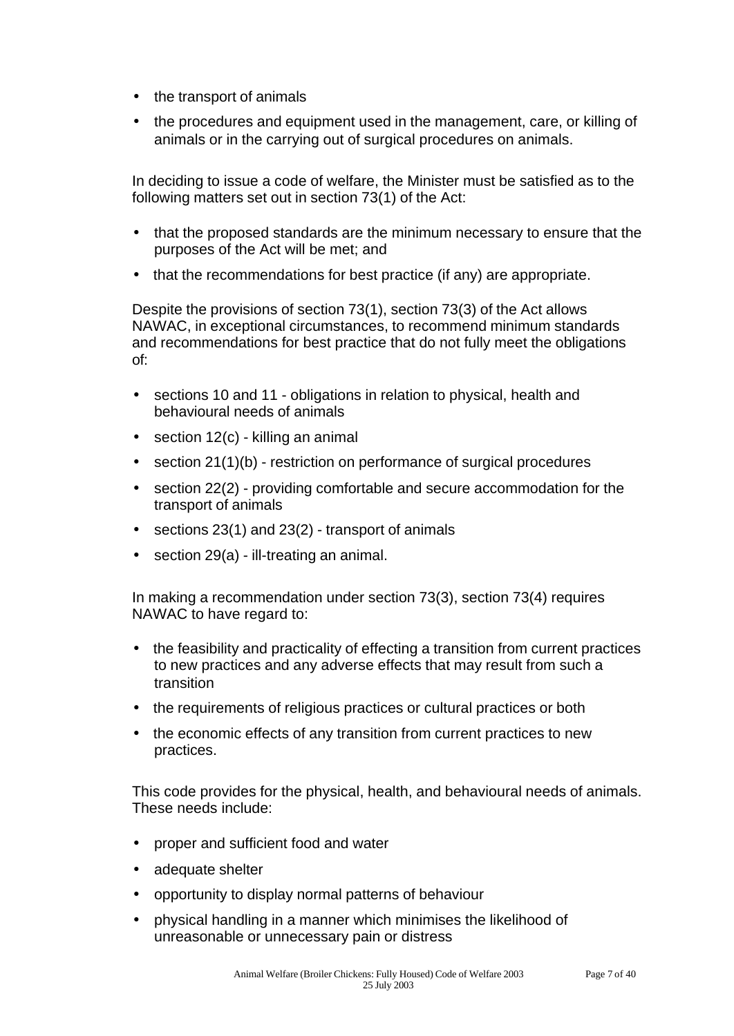- the transport of animals
- the procedures and equipment used in the management, care, or killing of animals or in the carrying out of surgical procedures on animals.

In deciding to issue a code of welfare, the Minister must be satisfied as to the following matters set out in section 73(1) of the Act:

- that the proposed standards are the minimum necessary to ensure that the purposes of the Act will be met; and
- that the recommendations for best practice (if any) are appropriate.

Despite the provisions of section 73(1), section 73(3) of the Act allows NAWAC, in exceptional circumstances, to recommend minimum standards and recommendations for best practice that do not fully meet the obligations of:

- sections 10 and 11 - obligations in relation to physical, health and behavioural needs of animals
- section 12(c) - killing an animal
- section 21(1)(b) - restriction on performance of surgical procedures
- section 22(2) - providing comfortable and secure accommodation for the transport of animals
- sections 23(1) and 23(2) - transport of animals
- section 29(a) - ill-treating an animal.

In making a recommendation under section 73(3), section 73(4) requires NAWAC to have regard to:

- the feasibility and practicality of effecting a transition from current practices to new practices and any adverse effects that may result from such a transition
- the requirements of religious practices or cultural practices or both
- the economic effects of any transition from current practices to new practices.

This code provides for the physical, health, and behavioural needs of animals. These needs include:

- proper and sufficient food and water
- adequate shelter
- opportunity to display normal patterns of behaviour
- physical handling in a manner which minimises the likelihood of unreasonable or unnecessary pain or distress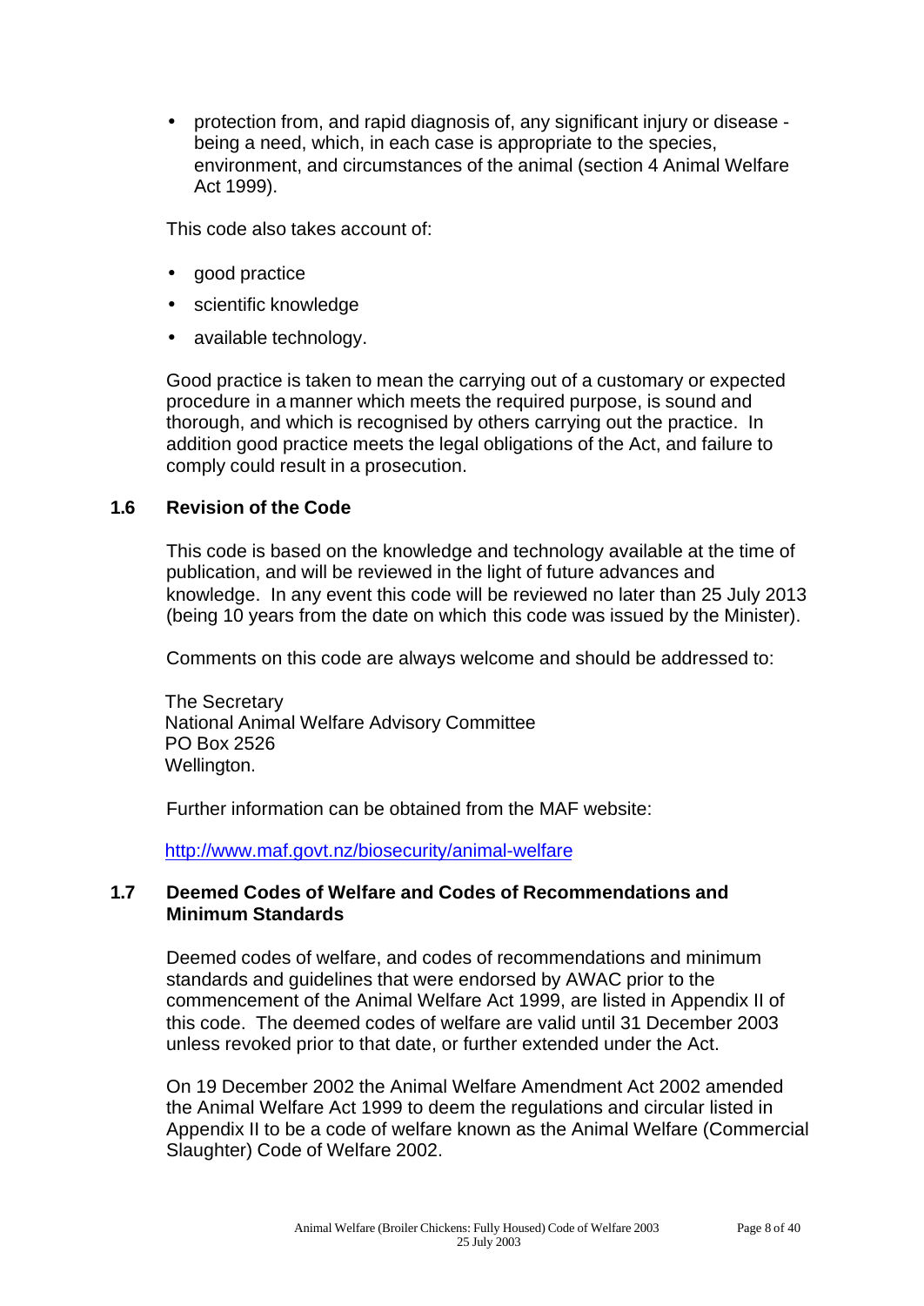- protection from, and rapid diagnosis of, any significant injury or disease - being a need, which, in each case is appropriate to the species, environment, and circumstances of the animal (section 4 Animal Welfare Act 1999).

This code also takes account of:

- good practice
- scientific knowledge
- available technology.

Good practice is taken to mean the carrying out of a customary or expected procedure in a manner which meets the required purpose, is sound and thorough, and which is recognised by others carrying out the practice. In addition good practice meets the legal obligations of the Act, and failure to comply could result in a prosecution.

## 1.6 Revision of the Code

This code is based on the knowledge and technology available at the time of publication, and will be reviewed in the light of future advances and knowledge. In any event this code will be reviewed no later than 25 July 2013 (being 10 years from the date on which this code was issued by the Minister).

Comments on this code are always welcome and should be addressed to:

The Secretary
National Animal Welfare Advisory Committee
PO Box 2526
Wellington.

Further information can be obtained from the MAF website:

http://www.maf.govt.nz/biosecurity/animal-welfare

## 1.7 Deemed Codes of Welfare and Codes of Recommendations and Minimum Standards

Deemed codes of welfare, and codes of recommendations and minimum standards and guidelines that were endorsed by AWAC prior to the commencement of the Animal Welfare Act 1999, are listed in Appendix II of this code. The deemed codes of welfare are valid until 31 December 2003 unless revoked prior to that date, or further extended under the Act.

On 19 December 2002 the Animal Welfare Amendment Act 2002 amended the Animal Welfare Act 1999 to deem the regulations and circular listed in Appendix II to be a code of welfare known as the Animal Welfare (Commercial Slaughter) Code of Welfare 2002.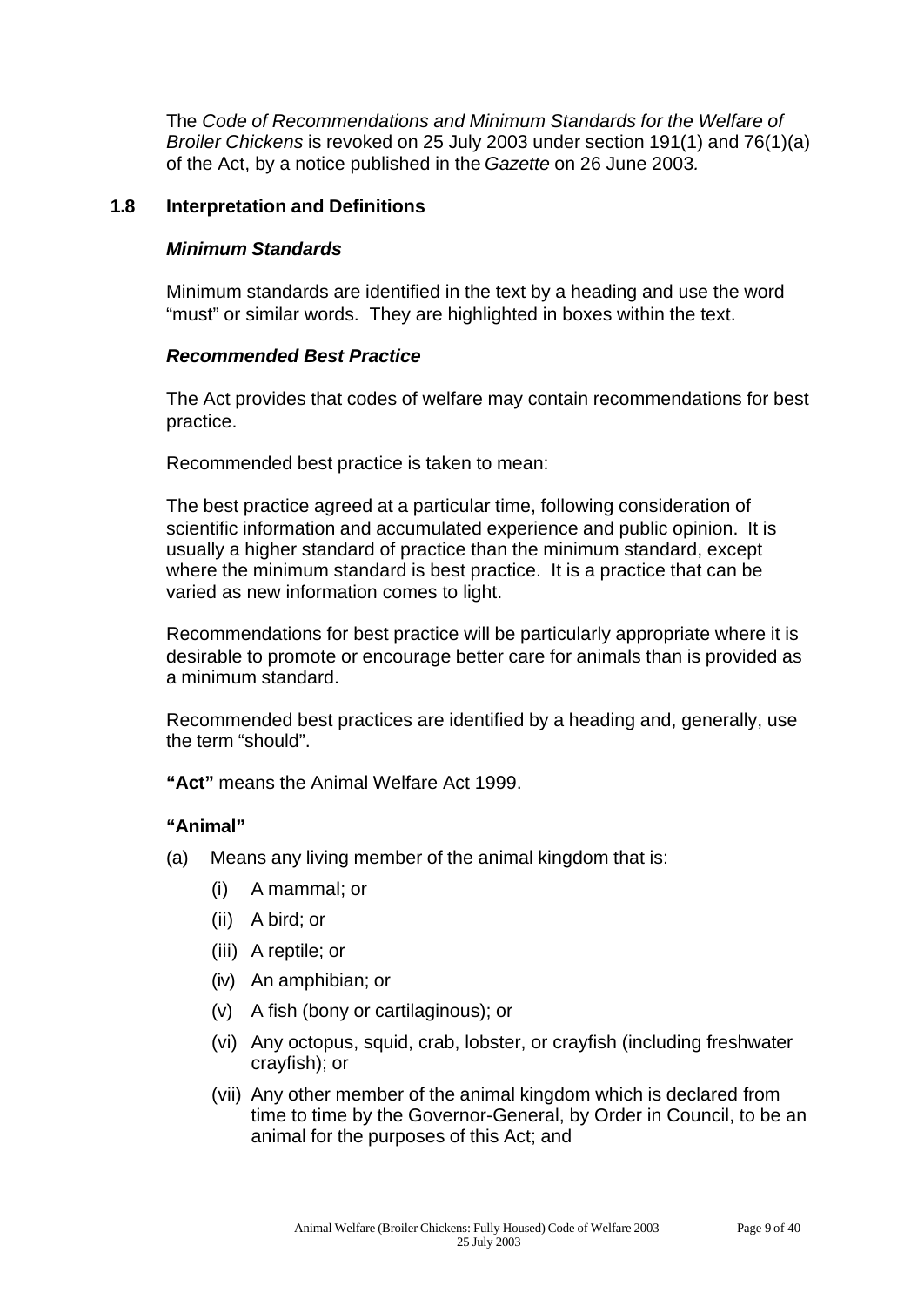The *Code of Recommendations and Minimum Standards for the Welfare of Broiler Chickens* is revoked on 25 July 2003 under section 191(1) and 76(1)(a) of the Act, by a notice published in the *Gazette* on 26 June 2003*.*

## 1.8 Interpretation and Definitions

***Minimum Standards***

Minimum standards are identified in the text by a heading and use the word "must" or similar words. They are highlighted in boxes within the text.

***Recommended Best Practice***

The Act provides that codes of welfare may contain recommendations for best practice.

Recommended best practice is taken to mean:

The best practice agreed at a particular time, following consideration of scientific information and accumulated experience and public opinion. It is usually a higher standard of practice than the minimum standard, except where the minimum standard is best practice. It is a practice that can be varied as new information comes to light.

Recommendations for best practice will be particularly appropriate where it is desirable to promote or encourage better care for animals than is provided as a minimum standard.

Recommended best practices are identified by a heading and, generally, use the term "should".

**"Act"** means the Animal Welfare Act 1999.

**"Animal"**

(a) Means any living member of the animal kingdom that is:

   (i) A mammal; or

   (ii) A bird; or

   (iii) A reptile; or

   (iv) An amphibian; or

   (v) A fish (bony or cartilaginous); or

   (vi) Any octopus, squid, crab, lobster, or crayfish (including freshwater crayfish); or

   (vii) Any other member of the animal kingdom which is declared from time to time by the Governor-General, by Order in Council, to be an animal for the purposes of this Act; and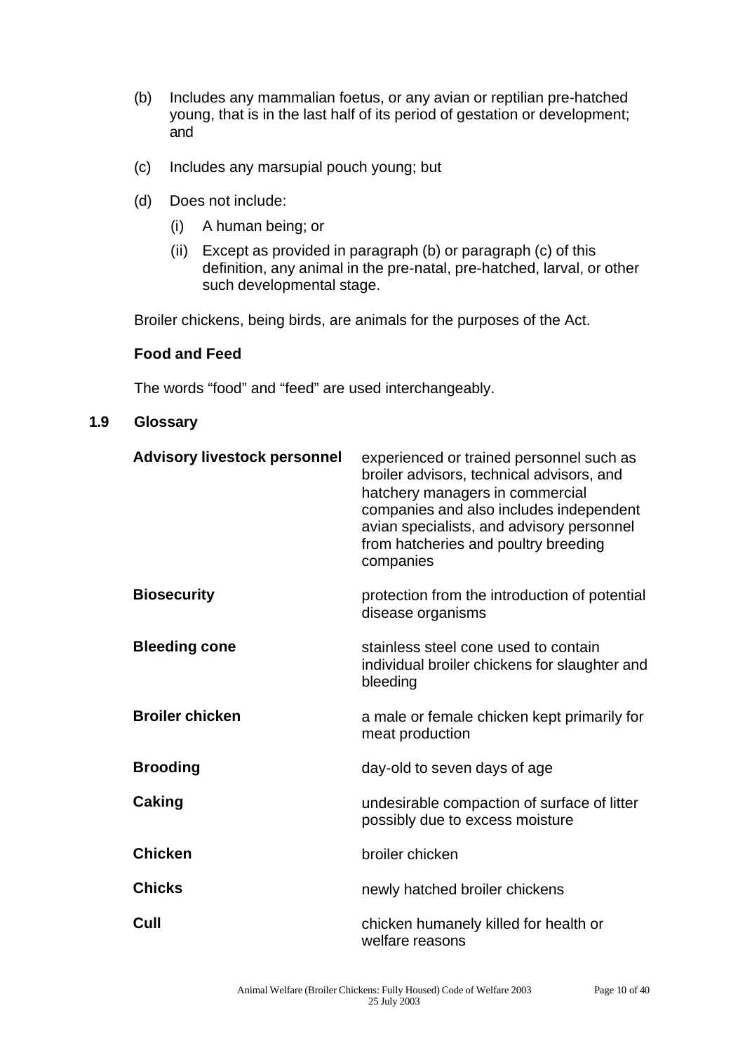(b) Includes any mammalian foetus, or any avian or reptilian pre-hatched young, that is in the last half of its period of gestation or development; and

(c) Includes any marsupial pouch young; but

(d) Does not include:

   (i) A human being; or

   (ii) Except as provided in paragraph (b) or paragraph (c) of this definition, any animal in the pre-natal, pre-hatched, larval, or other such developmental stage.

Broiler chickens, being birds, are animals for the purposes of the Act.

**Food and Feed**

The words "food" and "feed" are used interchangeably.

## 1.9 Glossary

| | |
|---|---|
| **Advisory livestock personnel** | experienced or trained personnel such as broiler advisors, technical advisors, and hatchery managers in commercial companies and also includes independent avian specialists, and advisory personnel from hatcheries and poultry breeding companies |
| **Biosecurity** | protection from the introduction of potential disease organisms |
| **Bleeding cone** | stainless steel cone used to contain individual broiler chickens for slaughter and bleeding |
| **Broiler chicken** | a male or female chicken kept primarily for meat production |
| **Brooding** | day-old to seven days of age |
| **Caking** | undesirable compaction of surface of litter possibly due to excess moisture |
| **Chicken** | broiler chicken |
| **Chicks** | newly hatched broiler chickens |
| **Cull** | chicken humanely killed for health or welfare reasons |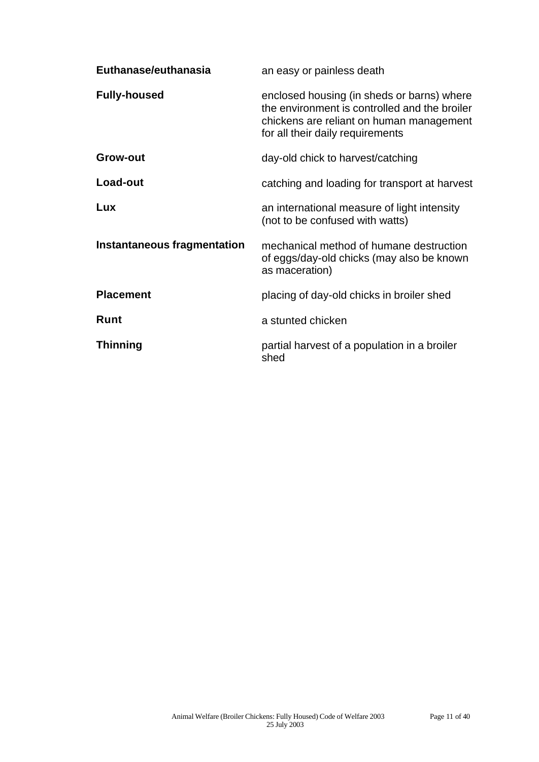**Euthanase/euthanasia** an easy or painless death

**Fully-housed** enclosed housing (in sheds or barns) where the environment is controlled and the broiler chickens are reliant on human management for all their daily requirements

**Grow-out** day-old chick to harvest/catching

**Load-out** catching and loading for transport at harvest

**Lux** an international measure of light intensity (not to be confused with watts)

**Instantaneous fragmentation** mechanical method of humane destruction of eggs/day-old chicks (may also be known as maceration)

**Placement** placing of day-old chicks in broiler shed

**Runt** a stunted chicken

**Thinning** partial harvest of a population in a broiler shed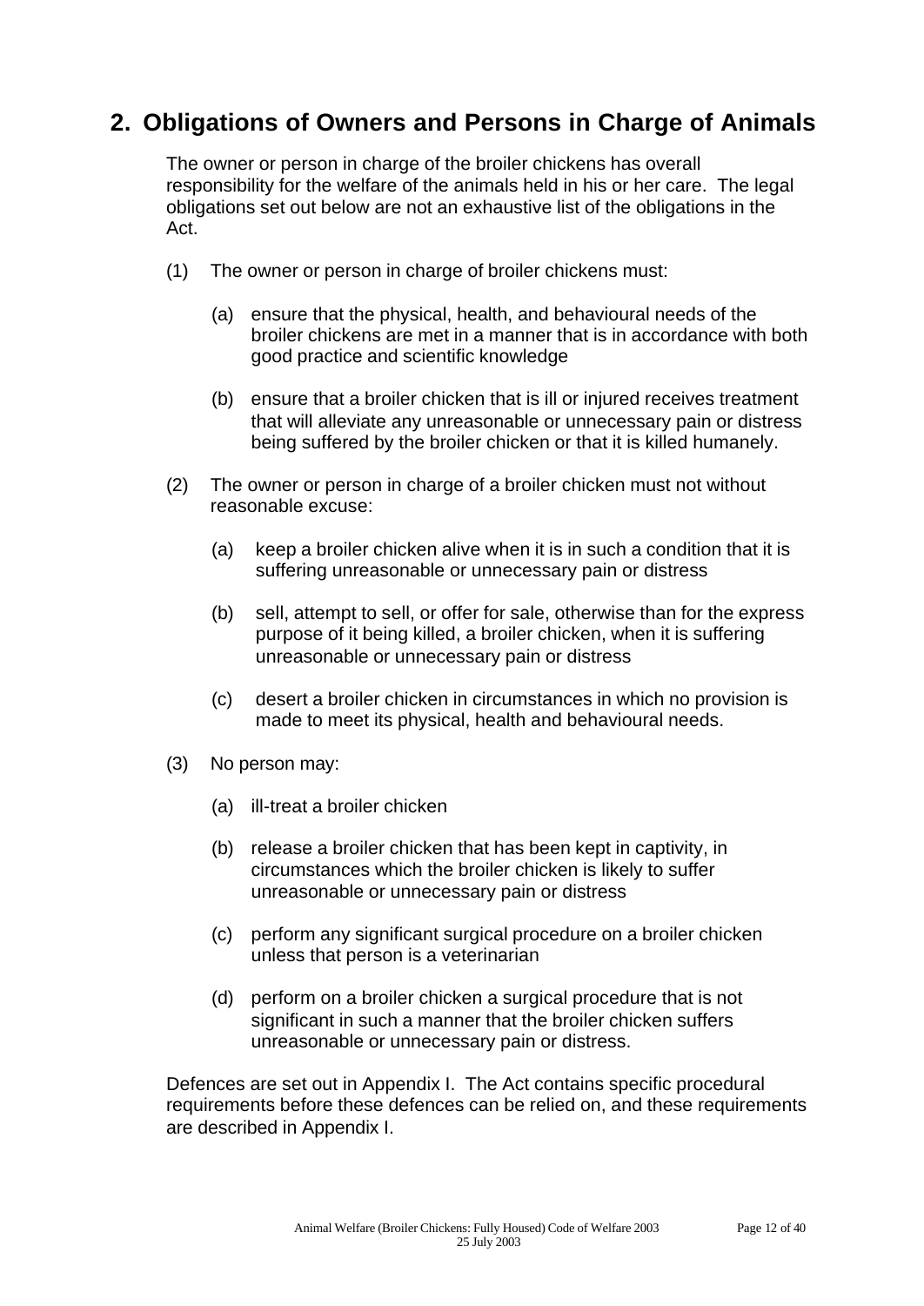## 2. Obligations of Owners and Persons in Charge of Animals

The owner or person in charge of the broiler chickens has overall responsibility for the welfare of the animals held in his or her care. The legal obligations set out below are not an exhaustive list of the obligations in the Act.

(1) The owner or person in charge of broiler chickens must:

(a) ensure that the physical, health, and behavioural needs of the broiler chickens are met in a manner that is in accordance with both good practice and scientific knowledge

(b) ensure that a broiler chicken that is ill or injured receives treatment that will alleviate any unreasonable or unnecessary pain or distress being suffered by the broiler chicken or that it is killed humanely.

(2) The owner or person in charge of a broiler chicken must not without reasonable excuse:

(a) keep a broiler chicken alive when it is in such a condition that it is suffering unreasonable or unnecessary pain or distress

(b) sell, attempt to sell, or offer for sale, otherwise than for the express purpose of it being killed, a broiler chicken, when it is suffering unreasonable or unnecessary pain or distress

(c) desert a broiler chicken in circumstances in which no provision is made to meet its physical, health and behavioural needs.

(3) No person may:

(a) ill-treat a broiler chicken

(b) release a broiler chicken that has been kept in captivity, in circumstances which the broiler chicken is likely to suffer unreasonable or unnecessary pain or distress

(c) perform any significant surgical procedure on a broiler chicken unless that person is a veterinarian

(d) perform on a broiler chicken a surgical procedure that is not significant in such a manner that the broiler chicken suffers unreasonable or unnecessary pain or distress.

Defences are set out in Appendix I. The Act contains specific procedural requirements before these defences can be relied on, and these requirements are described in Appendix I.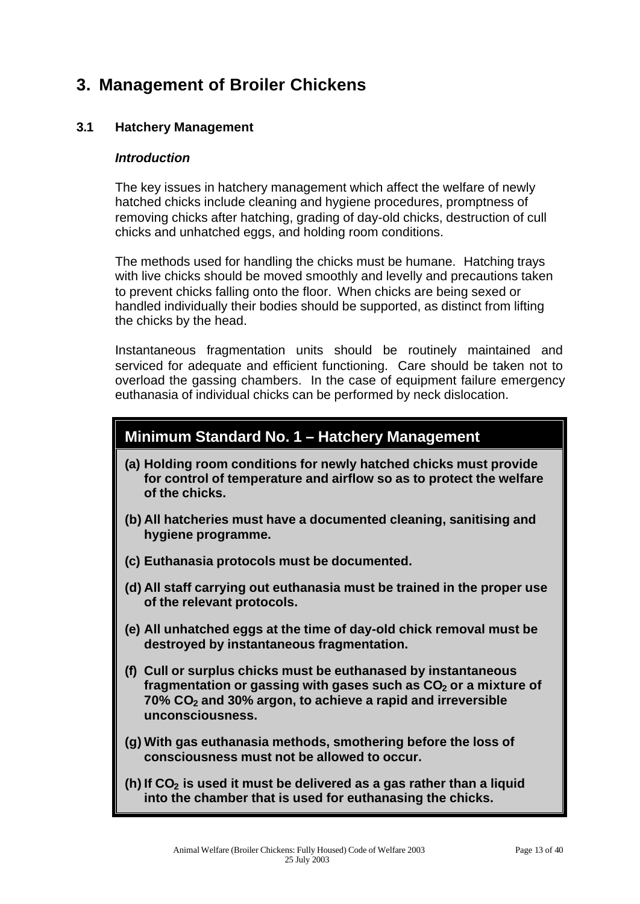# 3. Management of Broiler Chickens

## 3.1 Hatchery Management

### *Introduction*

The key issues in hatchery management which affect the welfare of newly hatched chicks include cleaning and hygiene procedures, promptness of removing chicks after hatching, grading of day-old chicks, destruction of cull chicks and unhatched eggs, and holding room conditions.

The methods used for handling the chicks must be humane. Hatching trays with live chicks should be moved smoothly and levelly and precautions taken to prevent chicks falling onto the floor. When chicks are being sexed or handled individually their bodies should be supported, as distinct from lifting the chicks by the head.

Instantaneous fragmentation units should be routinely maintained and serviced for adequate and efficient functioning. Care should be taken not to overload the gassing chambers. In the case of equipment failure emergency euthanasia of individual chicks can be performed by neck dislocation.

### Minimum Standard No. 1 – Hatchery Management

**(a) Holding room conditions for newly hatched chicks must provide for control of temperature and airflow so as to protect the welfare of the chicks.**

**(b) All hatcheries must have a documented cleaning, sanitising and hygiene programme.**

**(c) Euthanasia protocols must be documented.**

**(d) All staff carrying out euthanasia must be trained in the proper use of the relevant protocols.**

**(e) All unhatched eggs at the time of day-old chick removal must be destroyed by instantaneous fragmentation.**

**(f) Cull or surplus chicks must be euthanased by instantaneous fragmentation or gassing with gases such as $CO_2$ or a mixture of 70% $CO_2$ and 30% argon, to achieve a rapid and irreversible unconsciousness.**

**(g) With gas euthanasia methods, smothering before the loss of consciousness must not be allowed to occur.**

**(h) If $CO_2$ is used it must be delivered as a gas rather than a liquid into the chamber that is used for euthanasing the chicks.**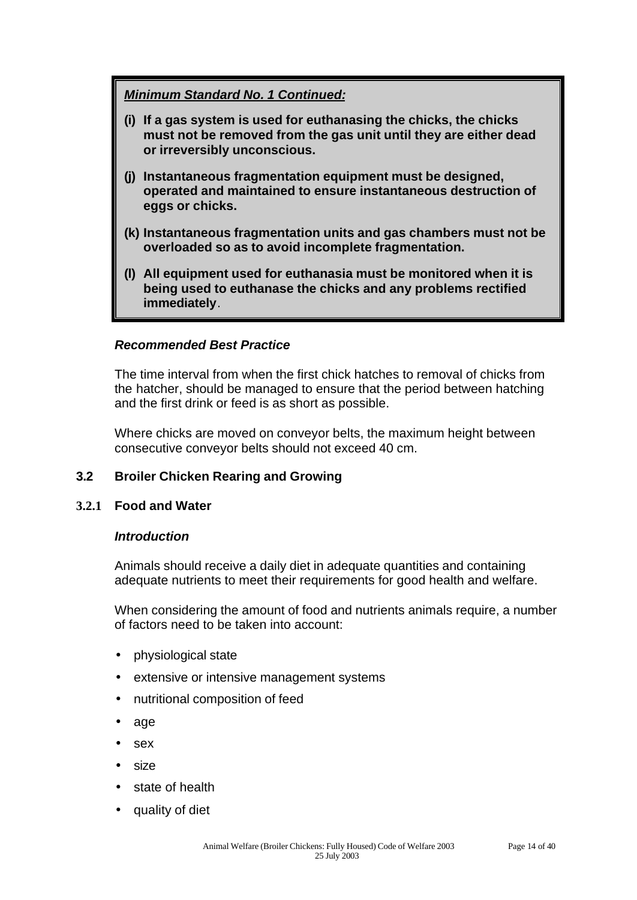***Minimum Standard No. 1 Continued:***

**(i) If a gas system is used for euthanasing the chicks, the chicks must not be removed from the gas unit until they are either dead or irreversibly unconscious.**

**(j) Instantaneous fragmentation equipment must be designed, operated and maintained to ensure instantaneous destruction of eggs or chicks.**

**(k) Instantaneous fragmentation units and gas chambers must not be overloaded so as to avoid incomplete fragmentation.**

**(l) All equipment used for euthanasia must be monitored when it is being used to euthanase the chicks and any problems rectified immediately**.

***Recommended Best Practice***

The time interval from when the first chick hatches to removal of chicks from the hatcher, should be managed to ensure that the period between hatching and the first drink or feed is as short as possible.

Where chicks are moved on conveyor belts, the maximum height between consecutive conveyor belts should not exceed 40 cm.

## 3.2 Broiler Chicken Rearing and Growing

### 3.2.1 Food and Water

***Introduction***

Animals should receive a daily diet in adequate quantities and containing adequate nutrients to meet their requirements for good health and welfare.

When considering the amount of food and nutrients animals require, a number of factors need to be taken into account:

- physiological state
- extensive or intensive management systems
- nutritional composition of feed
- age
- sex
- size
- state of health
- quality of diet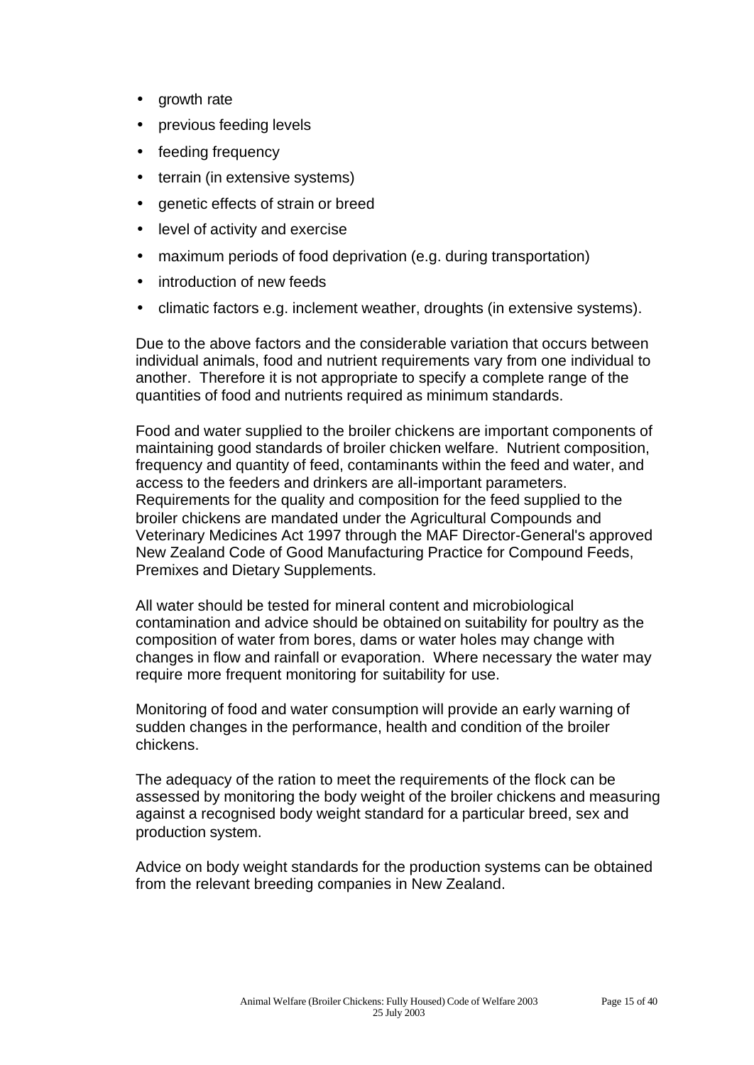- growth rate
- previous feeding levels
- feeding frequency
- terrain (in extensive systems)
- genetic effects of strain or breed
- level of activity and exercise
- maximum periods of food deprivation (e.g. during transportation)
- introduction of new feeds
- climatic factors e.g. inclement weather, droughts (in extensive systems).

Due to the above factors and the considerable variation that occurs between individual animals, food and nutrient requirements vary from one individual to another. Therefore it is not appropriate to specify a complete range of the quantities of food and nutrients required as minimum standards.

Food and water supplied to the broiler chickens are important components of maintaining good standards of broiler chicken welfare. Nutrient composition, frequency and quantity of feed, contaminants within the feed and water, and access to the feeders and drinkers are all-important parameters. Requirements for the quality and composition for the feed supplied to the broiler chickens are mandated under the Agricultural Compounds and Veterinary Medicines Act 1997 through the MAF Director-General's approved New Zealand Code of Good Manufacturing Practice for Compound Feeds, Premixes and Dietary Supplements.

All water should be tested for mineral content and microbiological contamination and advice should be obtained on suitability for poultry as the composition of water from bores, dams or water holes may change with changes in flow and rainfall or evaporation. Where necessary the water may require more frequent monitoring for suitability for use.

Monitoring of food and water consumption will provide an early warning of sudden changes in the performance, health and condition of the broiler chickens.

The adequacy of the ration to meet the requirements of the flock can be assessed by monitoring the body weight of the broiler chickens and measuring against a recognised body weight standard for a particular breed, sex and production system.

Advice on body weight standards for the production systems can be obtained from the relevant breeding companies in New Zealand.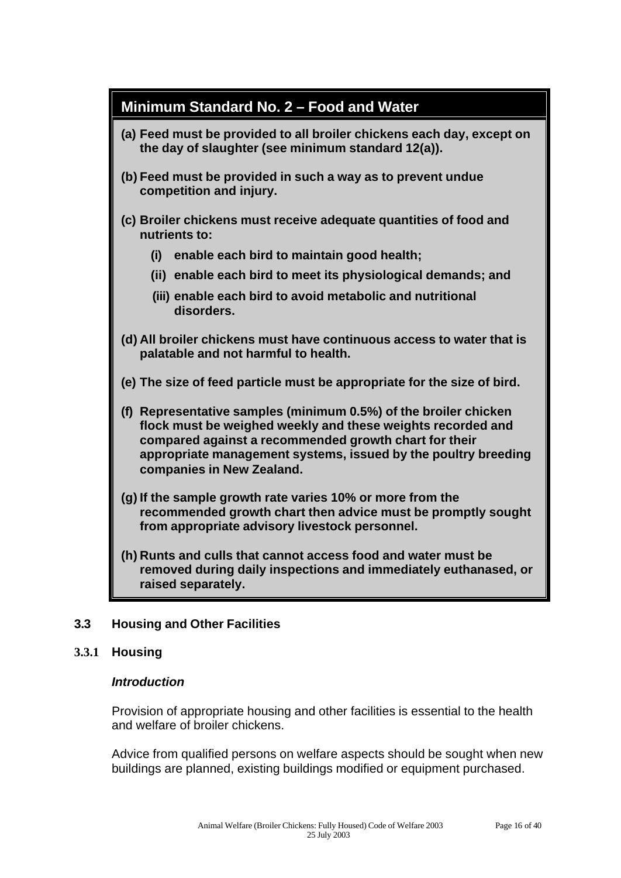## Minimum Standard No. 2 – Food and Water

**(a) Feed must be provided to all broiler chickens each day, except on the day of slaughter (see minimum standard 12(a)).**

**(b) Feed must be provided in such a way as to prevent undue competition and injury.**

**(c) Broiler chickens must receive adequate quantities of food and nutrients to:**

- **(i) enable each bird to maintain good health;**
- **(ii) enable each bird to meet its physiological demands; and**
- **(iii) enable each bird to avoid metabolic and nutritional disorders.**

**(d) All broiler chickens must have continuous access to water that is palatable and not harmful to health.**

**(e) The size of feed particle must be appropriate for the size of bird.**

**(f) Representative samples (minimum 0.5%) of the broiler chicken flock must be weighed weekly and these weights recorded and compared against a recommended growth chart for their appropriate management systems, issued by the poultry breeding companies in New Zealand.**

**(g) If the sample growth rate varies 10% or more from the recommended growth chart then advice must be promptly sought from appropriate advisory livestock personnel.**

**(h) Runts and culls that cannot access food and water must be removed during daily inspections and immediately euthanased, or raised separately.**

## 3.3 Housing and Other Facilities

### 3.3.1 Housing

***Introduction***

Provision of appropriate housing and other facilities is essential to the health and welfare of broiler chickens.

Advice from qualified persons on welfare aspects should be sought when new buildings are planned, existing buildings modified or equipment purchased.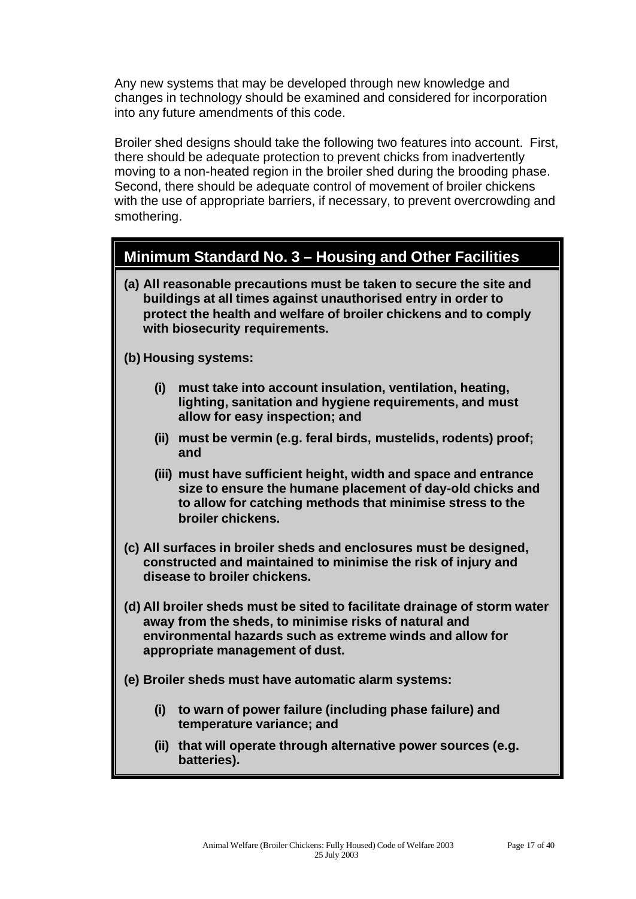Any new systems that may be developed through new knowledge and changes in technology should be examined and considered for incorporation into any future amendments of this code.

Broiler shed designs should take the following two features into account. First, there should be adequate protection to prevent chicks from inadvertently moving to a non-heated region in the broiler shed during the brooding phase. Second, there should be adequate control of movement of broiler chickens with the use of appropriate barriers, if necessary, to prevent overcrowding and smothering.

## Minimum Standard No. 3 – Housing and Other Facilities

**(a) All reasonable precautions must be taken to secure the site and buildings at all times against unauthorised entry in order to protect the health and welfare of broiler chickens and to comply with biosecurity requirements.**

**(b) Housing systems:**

- **(i) must take into account insulation, ventilation, heating, lighting, sanitation and hygiene requirements, and must allow for easy inspection; and**
- **(ii) must be vermin (e.g. feral birds, mustelids, rodents) proof; and**
- **(iii) must have sufficient height, width and space and entrance size to ensure the humane placement of day-old chicks and to allow for catching methods that minimise stress to the broiler chickens.**

**(c) All surfaces in broiler sheds and enclosures must be designed, constructed and maintained to minimise the risk of injury and disease to broiler chickens.**

**(d) All broiler sheds must be sited to facilitate drainage of storm water away from the sheds, to minimise risks of natural and environmental hazards such as extreme winds and allow for appropriate management of dust.**

**(e) Broiler sheds must have automatic alarm systems:**

- **(i) to warn of power failure (including phase failure) and temperature variance; and**
- **(ii) that will operate through alternative power sources (e.g. batteries).**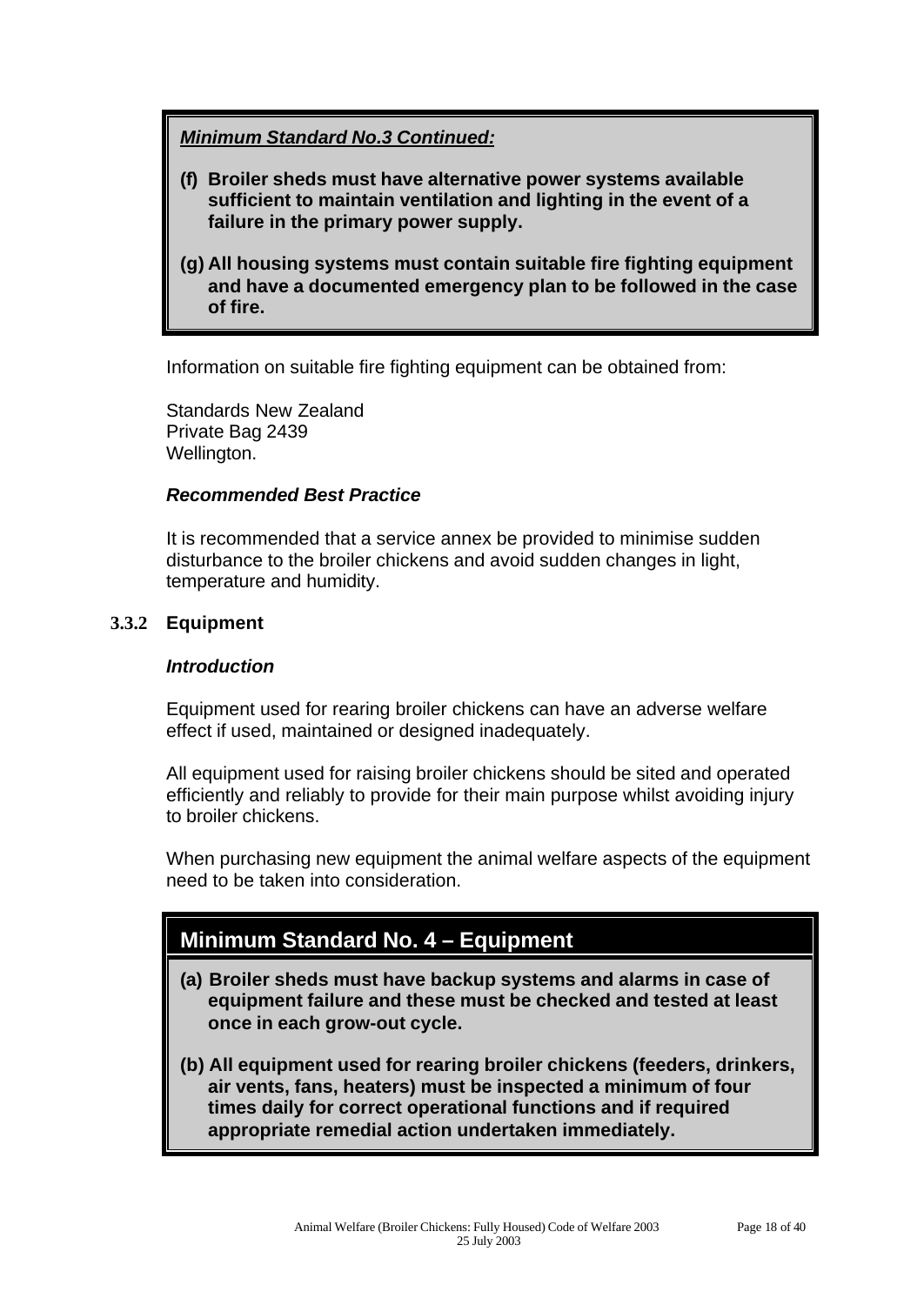***Minimum Standard No.3 Continued:***

**(f) Broiler sheds must have alternative power systems available sufficient to maintain ventilation and lighting in the event of a failure in the primary power supply.**

**(g) All housing systems must contain suitable fire fighting equipment and have a documented emergency plan to be followed in the case of fire.**

Information on suitable fire fighting equipment can be obtained from:

Standards New Zealand
Private Bag 2439
Wellington.

***Recommended Best Practice***

It is recommended that a service annex be provided to minimise sudden disturbance to the broiler chickens and avoid sudden changes in light, temperature and humidity.

### 3.3.2 Equipment

***Introduction***

Equipment used for rearing broiler chickens can have an adverse welfare effect if used, maintained or designed inadequately.

All equipment used for raising broiler chickens should be sited and operated efficiently and reliably to provide for their main purpose whilst avoiding injury to broiler chickens.

When purchasing new equipment the animal welfare aspects of the equipment need to be taken into consideration.

## Minimum Standard No. 4 – Equipment

**(a) Broiler sheds must have backup systems and alarms in case of equipment failure and these must be checked and tested at least once in each grow-out cycle.**

**(b) All equipment used for rearing broiler chickens (feeders, drinkers, air vents, fans, heaters) must be inspected a minimum of four times daily for correct operational functions and if required appropriate remedial action undertaken immediately.**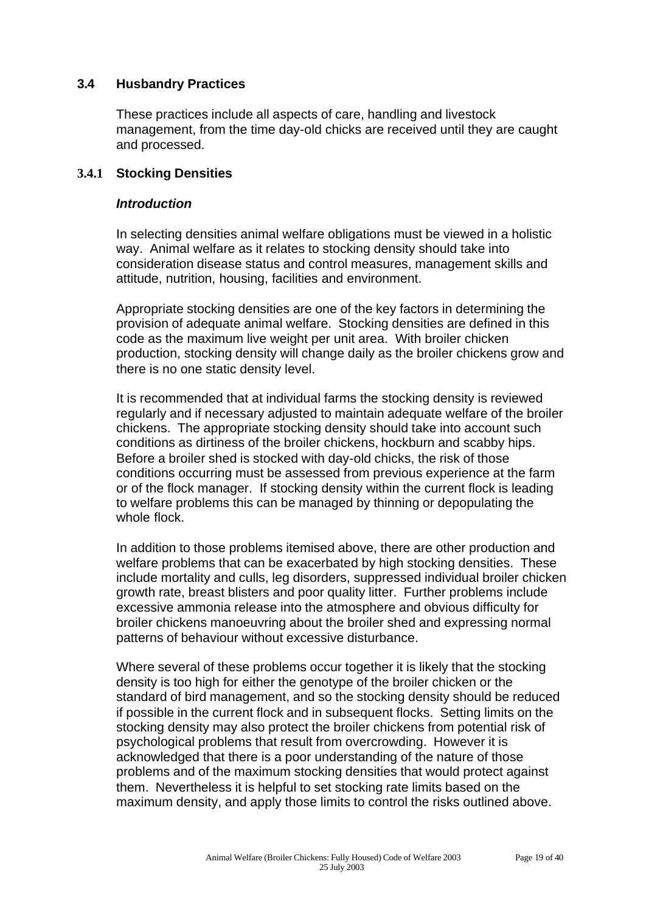## 3.4 Husbandry Practices

These practices include all aspects of care, handling and livestock management, from the time day-old chicks are received until they are caught and processed.

### 3.4.1 Stocking Densities

***Introduction***

In selecting densities animal welfare obligations must be viewed in a holistic way. Animal welfare as it relates to stocking density should take into consideration disease status and control measures, management skills and attitude, nutrition, housing, facilities and environment.

Appropriate stocking densities are one of the key factors in determining the provision of adequate animal welfare. Stocking densities are defined in this code as the maximum live weight per unit area. With broiler chicken production, stocking density will change daily as the broiler chickens grow and there is no one static density level.

It is recommended that at individual farms the stocking density is reviewed regularly and if necessary adjusted to maintain adequate welfare of the broiler chickens. The appropriate stocking density should take into account such conditions as dirtiness of the broiler chickens, hockburn and scabby hips. Before a broiler shed is stocked with day-old chicks, the risk of those conditions occurring must be assessed from previous experience at the farm or of the flock manager. If stocking density within the current flock is leading to welfare problems this can be managed by thinning or depopulating the whole flock.

In addition to those problems itemised above, there are other production and welfare problems that can be exacerbated by high stocking densities. These include mortality and culls, leg disorders, suppressed individual broiler chicken growth rate, breast blisters and poor quality litter. Further problems include excessive ammonia release into the atmosphere and obvious difficulty for broiler chickens manoeuvring about the broiler shed and expressing normal patterns of behaviour without excessive disturbance.

Where several of these problems occur together it is likely that the stocking density is too high for either the genotype of the broiler chicken or the standard of bird management, and so the stocking density should be reduced if possible in the current flock and in subsequent flocks. Setting limits on the stocking density may also protect the broiler chickens from potential risk of psychological problems that result from overcrowding. However it is acknowledged that there is a poor understanding of the nature of those problems and of the maximum stocking densities that would protect against them. Nevertheless it is helpful to set stocking rate limits based on the maximum density, and apply those limits to control the risks outlined above.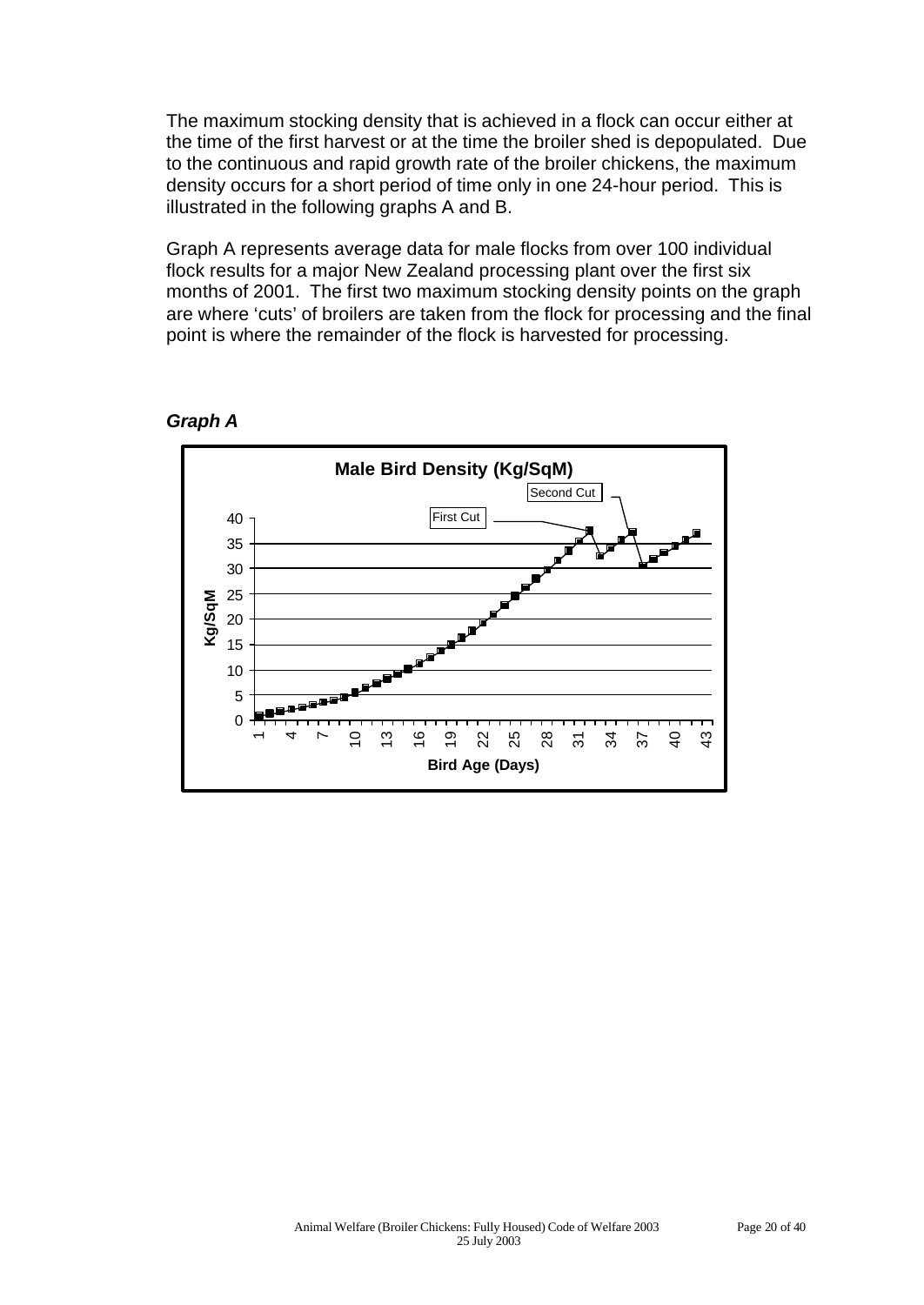The maximum stocking density that is achieved in a flock can occur either at the time of the first harvest or at the time the broiler shed is depopulated. Due to the continuous and rapid growth rate of the broiler chickens, the maximum density occurs for a short period of time only in one 24-hour period. This is illustrated in the following graphs A and B.

Graph A represents average data for male flocks from over 100 individual flock results for a major New Zealand processing plant over the first six months of 2001. The first two maximum stocking density points on the graph are where 'cuts' of broilers are taken from the flock for processing and the final point is where the remainder of the flock is harvested for processing.

***Graph A***

**Male Bird Density (Kg/SqM)**

Kg/SqM

Bird Age (Days)

First Cut

Second Cut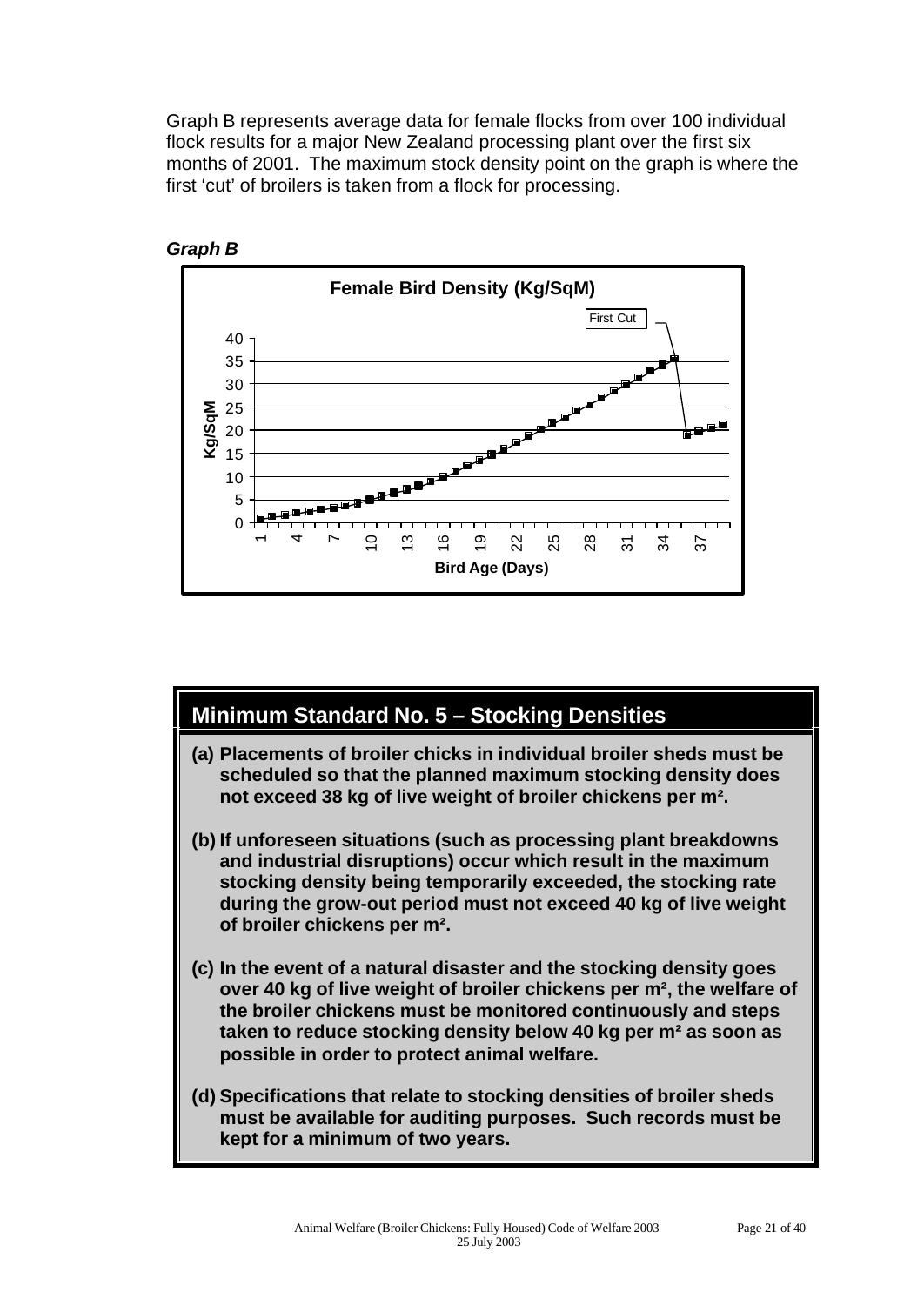Graph B represents average data for female flocks from over 100 individual flock results for a major New Zealand processing plant over the first six months of 2001. The maximum stock density point on the graph is where the first 'cut' of broilers is taken from a flock for processing.

***Graph B***

**Female Bird Density (Kg/SqM)**

First Cut

Kg/SqM

40
35
30
25
20
15
10
5
0

1 4 7 10 13 16 19 22 25 28 31 34 37

**Bird Age (Days)**

## Minimum Standard No. 5 – Stocking Densities

**(a) Placements of broiler chicks in individual broiler sheds must be scheduled so that the planned maximum stocking density does not exceed 38 kg of live weight of broiler chickens per m².**

**(b) If unforeseen situations (such as processing plant breakdowns and industrial disruptions) occur which result in the maximum stocking density being temporarily exceeded, the stocking rate during the grow-out period must not exceed 40 kg of live weight of broiler chickens per m².**

**(c) In the event of a natural disaster and the stocking density goes over 40 kg of live weight of broiler chickens per m², the welfare of the broiler chickens must be monitored continuously and steps taken to reduce stocking density below 40 kg per m² as soon as possible in order to protect animal welfare.**

**(d) Specifications that relate to stocking densities of broiler sheds must be available for auditing purposes. Such records must be kept for a minimum of two years.**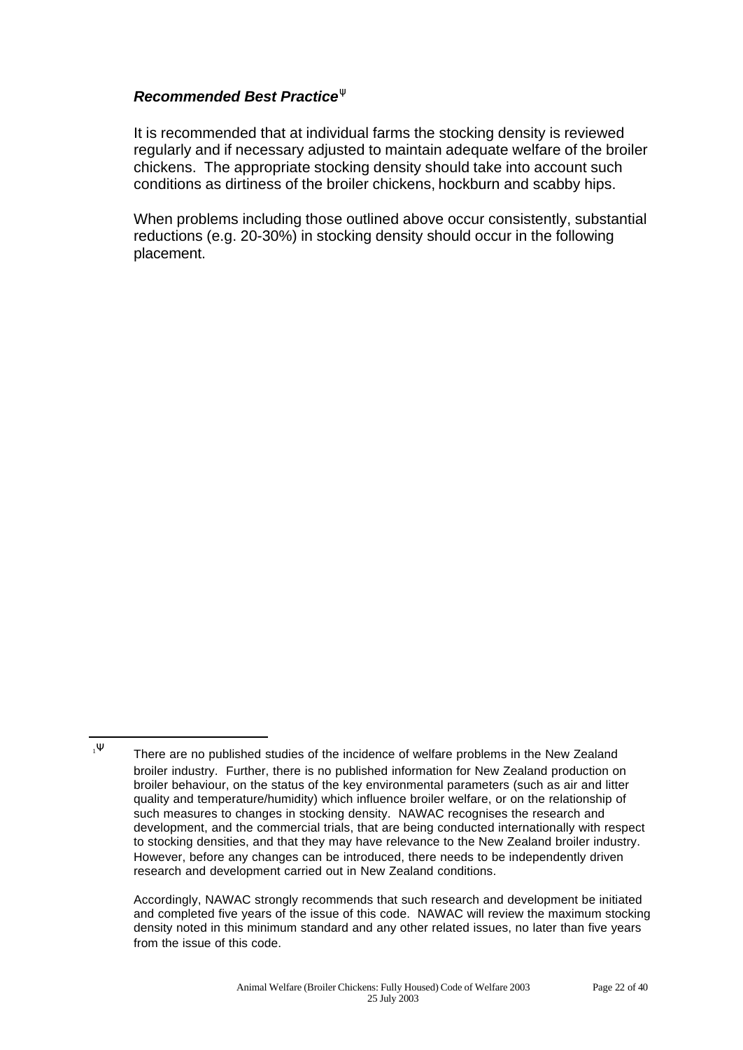***Recommended Best Practice*** [Ψ]

It is recommended that at individual farms the stocking density is reviewed regularly and if necessary adjusted to maintain adequate welfare of the broiler chickens. The appropriate stocking density should take into account such conditions as dirtiness of the broiler chickens, hockburn and scabby hips.

When problems including those outlined above occur consistently, substantial reductions (e.g. 20-30%) in stocking density should occur in the following placement.

---

[1Ψ] There are no published studies of the incidence of welfare problems in the New Zealand broiler industry. Further, there is no published information for New Zealand production on broiler behaviour, on the status of the key environmental parameters (such as air and litter quality and temperature/humidity) which influence broiler welfare, or on the relationship of such measures to changes in stocking density. NAWAC recognises the research and development, and the commercial trials, that are being conducted internationally with respect to stocking densities, and that they may have relevance to the New Zealand broiler industry. However, before any changes can be introduced, there needs to be independently driven research and development carried out in New Zealand conditions.

Accordingly, NAWAC strongly recommends that such research and development be initiated and completed five years of the issue of this code. NAWAC will review the maximum stocking density noted in this minimum standard and any other related issues, no later than five years from the issue of this code.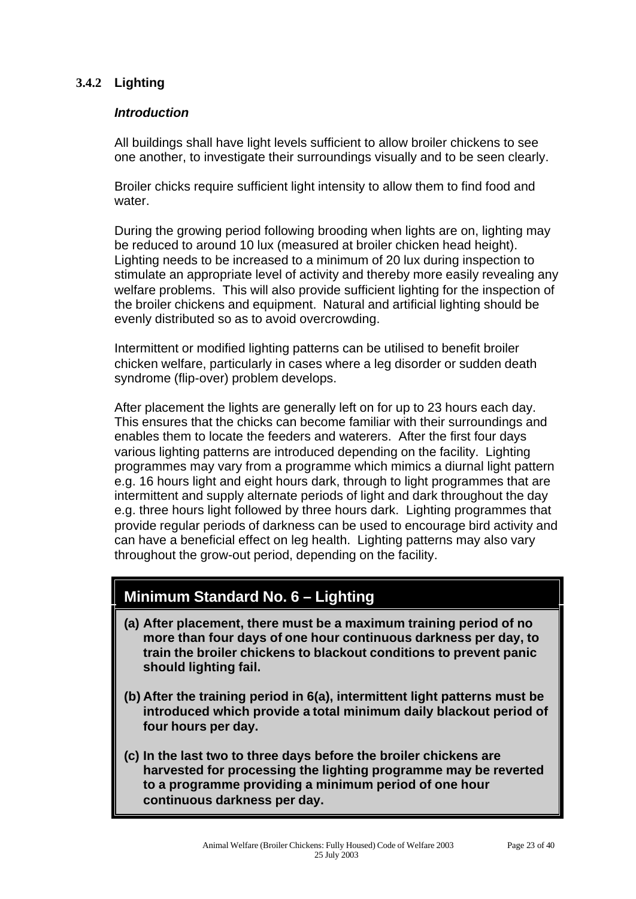### 3.4.2 Lighting

***Introduction***

All buildings shall have light levels sufficient to allow broiler chickens to see one another, to investigate their surroundings visually and to be seen clearly.

Broiler chicks require sufficient light intensity to allow them to find food and water.

During the growing period following brooding when lights are on, lighting may be reduced to around 10 lux (measured at broiler chicken head height). Lighting needs to be increased to a minimum of 20 lux during inspection to stimulate an appropriate level of activity and thereby more easily revealing any welfare problems. This will also provide sufficient lighting for the inspection of the broiler chickens and equipment. Natural and artificial lighting should be evenly distributed so as to avoid overcrowding.

Intermittent or modified lighting patterns can be utilised to benefit broiler chicken welfare, particularly in cases where a leg disorder or sudden death syndrome (flip-over) problem develops.

After placement the lights are generally left on for up to 23 hours each day. This ensures that the chicks can become familiar with their surroundings and enables them to locate the feeders and waterers. After the first four days various lighting patterns are introduced depending on the facility. Lighting programmes may vary from a programme which mimics a diurnal light pattern e.g. 16 hours light and eight hours dark, through to light programmes that are intermittent and supply alternate periods of light and dark throughout the day e.g. three hours light followed by three hours dark. Lighting programmes that provide regular periods of darkness can be used to encourage bird activity and can have a beneficial effect on leg health. Lighting patterns may also vary throughout the grow-out period, depending on the facility.

#### Minimum Standard No. 6 – Lighting

**(a) After placement, there must be a maximum training period of no more than four days of one hour continuous darkness per day, to train the broiler chickens to blackout conditions to prevent panic should lighting fail.**

**(b) After the training period in 6(a), intermittent light patterns must be introduced which provide a total minimum daily blackout period of four hours per day.**

**(c) In the last two to three days before the broiler chickens are harvested for processing the lighting programme may be reverted to a programme providing a minimum period of one hour continuous darkness per day.**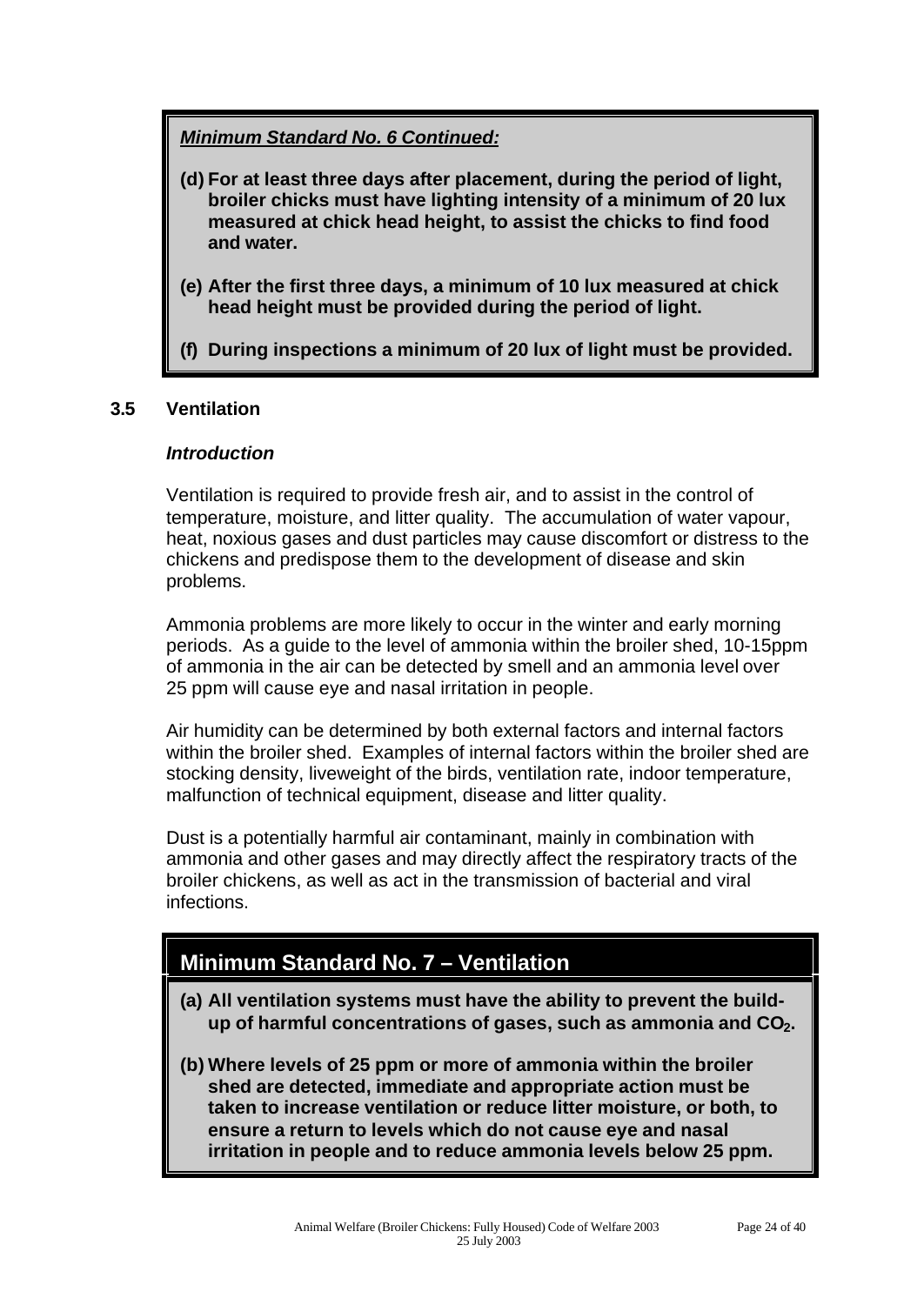***Minimum Standard No. 6 Continued:***

**(d) For at least three days after placement, during the period of light, broiler chicks must have lighting intensity of a minimum of 20 lux measured at chick head height, to assist the chicks to find food and water.**

**(e) After the first three days, a minimum of 10 lux measured at chick head height must be provided during the period of light.**

**(f) During inspections a minimum of 20 lux of light must be provided.**

### 3.5 Ventilation

***Introduction***

Ventilation is required to provide fresh air, and to assist in the control of temperature, moisture, and litter quality. The accumulation of water vapour, heat, noxious gases and dust particles may cause discomfort or distress to the chickens and predispose them to the development of disease and skin problems.

Ammonia problems are more likely to occur in the winter and early morning periods. As a guide to the level of ammonia within the broiler shed, 10-15ppm of ammonia in the air can be detected by smell and an ammonia level over 25 ppm will cause eye and nasal irritation in people.

Air humidity can be determined by both external factors and internal factors within the broiler shed. Examples of internal factors within the broiler shed are stocking density, liveweight of the birds, ventilation rate, indoor temperature, malfunction of technical equipment, disease and litter quality.

Dust is a potentially harmful air contaminant, mainly in combination with ammonia and other gases and may directly affect the respiratory tracts of the broiler chickens, as well as act in the transmission of bacterial and viral infections.

## Minimum Standard No. 7 – Ventilation

**(a) All ventilation systems must have the ability to prevent the build-up of harmful concentrations of gases, such as ammonia and $CO_2$.**

**(b) Where levels of 25 ppm or more of ammonia within the broiler shed are detected, immediate and appropriate action must be taken to increase ventilation or reduce litter moisture, or both, to ensure a return to levels which do not cause eye and nasal irritation in people and to reduce ammonia levels below 25 ppm.**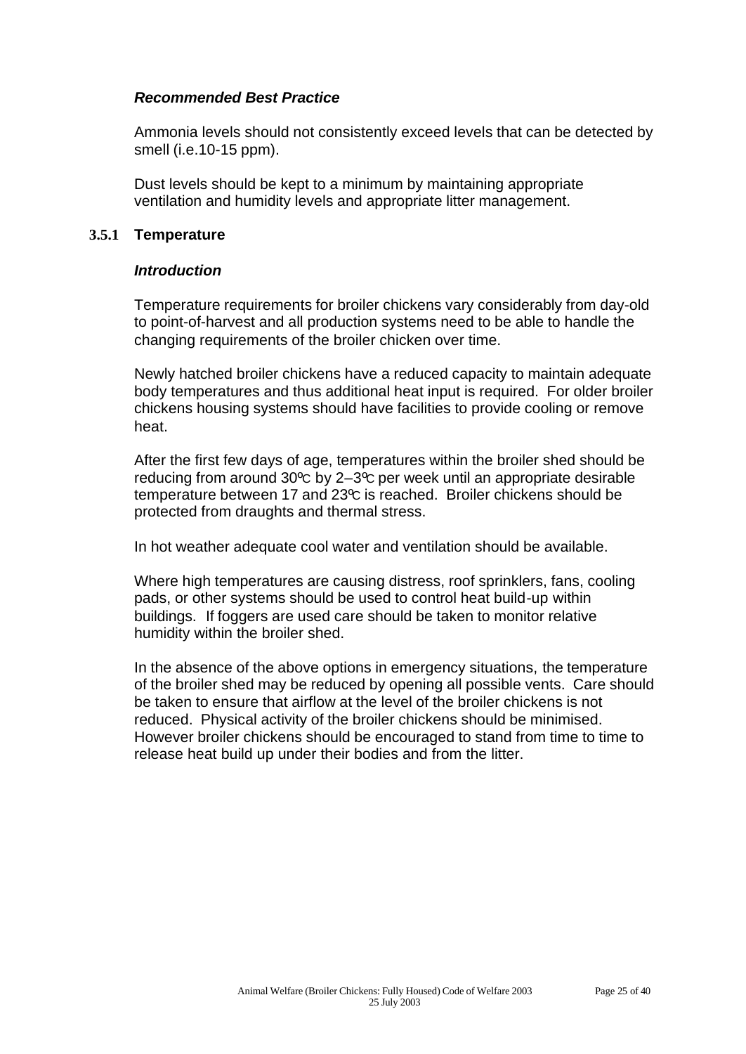***Recommended Best Practice***

Ammonia levels should not consistently exceed levels that can be detected by smell (i.e.10-15 ppm).

Dust levels should be kept to a minimum by maintaining appropriate ventilation and humidity levels and appropriate litter management.

### 3.5.1 Temperature

***Introduction***

Temperature requirements for broiler chickens vary considerably from day-old to point-of-harvest and all production systems need to be able to handle the changing requirements of the broiler chicken over time.

Newly hatched broiler chickens have a reduced capacity to maintain adequate body temperatures and thus additional heat input is required. For older broiler chickens housing systems should have facilities to provide cooling or remove heat.

After the first few days of age, temperatures within the broiler shed should be reducing from around 30ºC by 2–3ºC per week until an appropriate desirable temperature between 17 and 23ºC is reached. Broiler chickens should be protected from draughts and thermal stress.

In hot weather adequate cool water and ventilation should be available.

Where high temperatures are causing distress, roof sprinklers, fans, cooling pads, or other systems should be used to control heat build-up within buildings. If foggers are used care should be taken to monitor relative humidity within the broiler shed.

In the absence of the above options in emergency situations, the temperature of the broiler shed may be reduced by opening all possible vents. Care should be taken to ensure that airflow at the level of the broiler chickens is not reduced. Physical activity of the broiler chickens should be minimised. However broiler chickens should be encouraged to stand from time to time to release heat build up under their bodies and from the litter.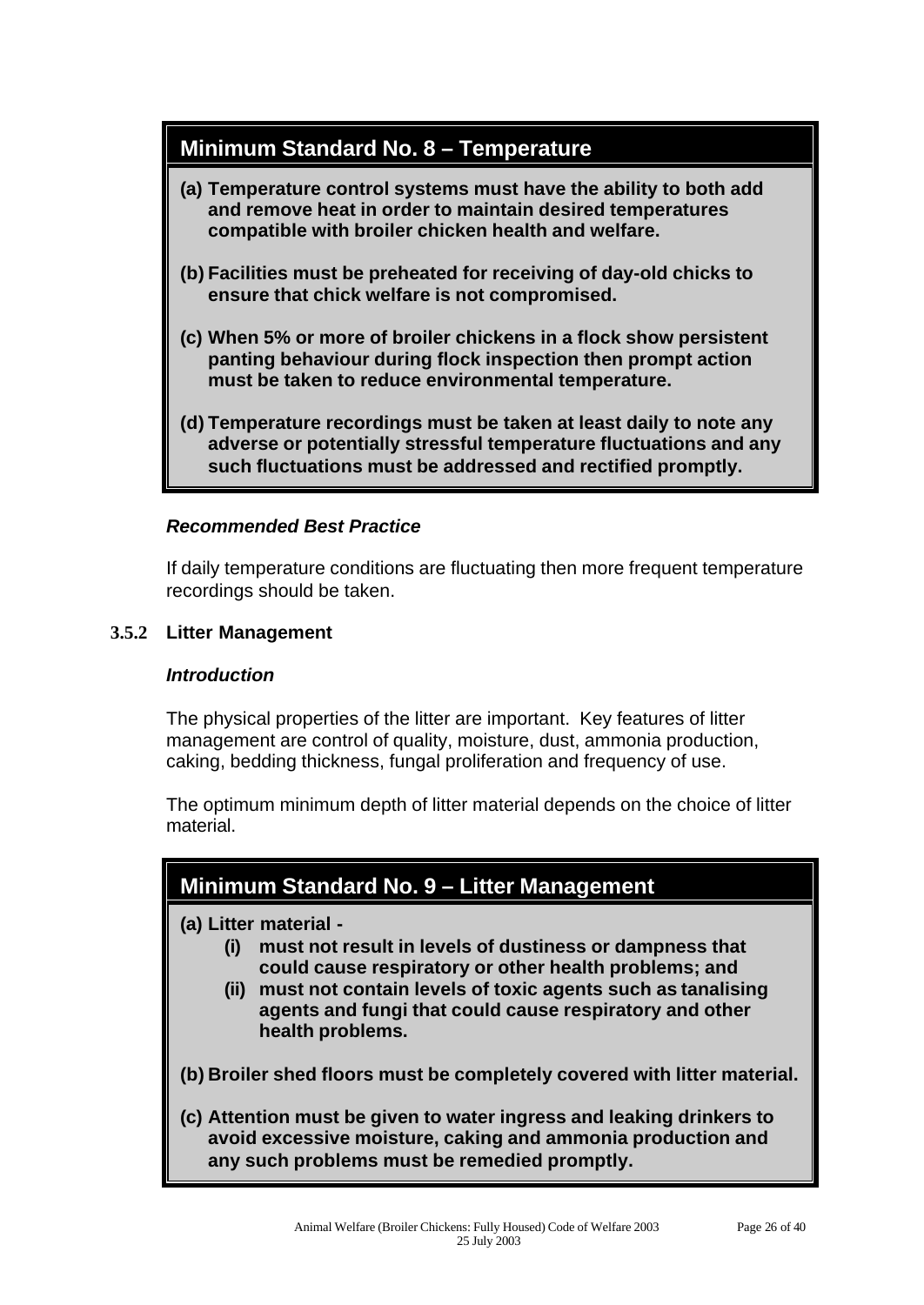## Minimum Standard No. 8 – Temperature

**(a) Temperature control systems must have the ability to both add and remove heat in order to maintain desired temperatures compatible with broiler chicken health and welfare.**

**(b) Facilities must be preheated for receiving of day-old chicks to ensure that chick welfare is not compromised.**

**(c) When 5% or more of broiler chickens in a flock show persistent panting behaviour during flock inspection then prompt action must be taken to reduce environmental temperature.**

**(d) Temperature recordings must be taken at least daily to note any adverse or potentially stressful temperature fluctuations and any such fluctuations must be addressed and rectified promptly.**

***Recommended Best Practice***

If daily temperature conditions are fluctuating then more frequent temperature recordings should be taken.

### 3.5.2 Litter Management

***Introduction***

The physical properties of the litter are important. Key features of litter management are control of quality, moisture, dust, ammonia production, caking, bedding thickness, fungal proliferation and frequency of use.

The optimum minimum depth of litter material depends on the choice of litter material.

## Minimum Standard No. 9 – Litter Management

**(a) Litter material -**
- **(i) must not result in levels of dustiness or dampness that could cause respiratory or other health problems; and**
- **(ii) must not contain levels of toxic agents such as tanalising agents and fungi that could cause respiratory and other health problems.**

**(b) Broiler shed floors must be completely covered with litter material.**

**(c) Attention must be given to water ingress and leaking drinkers to avoid excessive moisture, caking and ammonia production and any such problems must be remedied promptly.**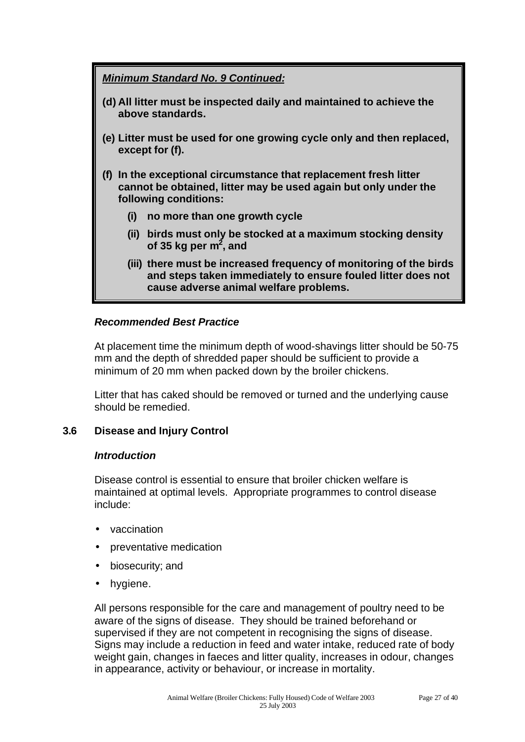***Minimum Standard No. 9 Continued:***

**(d) All litter must be inspected daily and maintained to achieve the above standards.**

**(e) Litter must be used for one growing cycle only and then replaced, except for (f).**

**(f) In the exceptional circumstance that replacement fresh litter cannot be obtained, litter may be used again but only under the following conditions:**

- **(i) no more than one growth cycle**
- **(ii) birds must only be stocked at a maximum stocking density of 35 kg per $m^2$, and**
- **(iii) there must be increased frequency of monitoring of the birds and steps taken immediately to ensure fouled litter does not cause adverse animal welfare problems.**

***Recommended Best Practice***

At placement time the minimum depth of wood-shavings litter should be 50-75 mm and the depth of shredded paper should be sufficient to provide a minimum of 20 mm when packed down by the broiler chickens.

Litter that has caked should be removed or turned and the underlying cause should be remedied.

## 3.6 Disease and Injury Control

***Introduction***

Disease control is essential to ensure that broiler chicken welfare is maintained at optimal levels. Appropriate programmes to control disease include:

- vaccination
- preventative medication
- biosecurity; and
- hygiene.

All persons responsible for the care and management of poultry need to be aware of the signs of disease. They should be trained beforehand or supervised if they are not competent in recognising the signs of disease. Signs may include a reduction in feed and water intake, reduced rate of body weight gain, changes in faeces and litter quality, increases in odour, changes in appearance, activity or behaviour, or increase in mortality.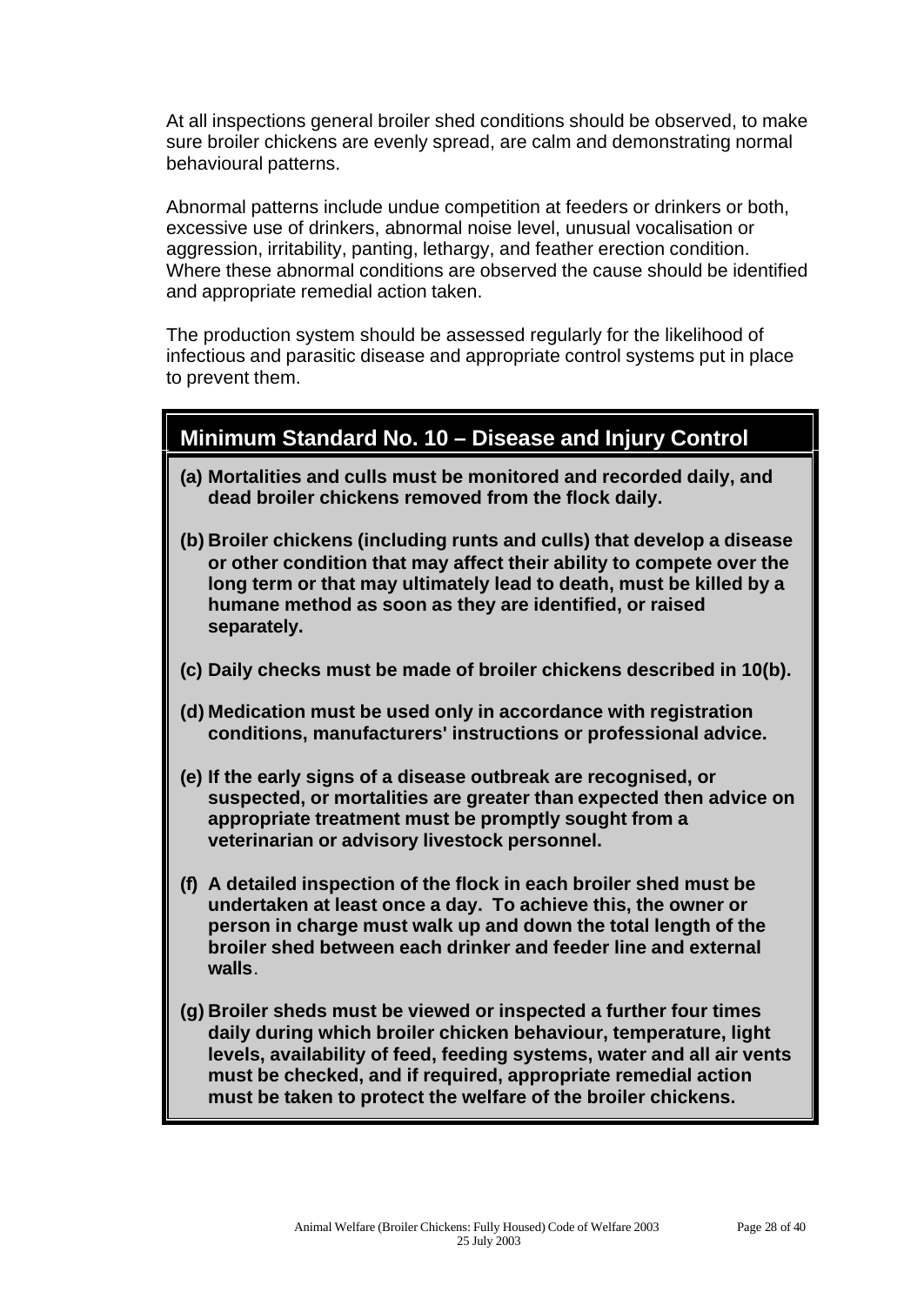At all inspections general broiler shed conditions should be observed, to make sure broiler chickens are evenly spread, are calm and demonstrating normal behavioural patterns.

Abnormal patterns include undue competition at feeders or drinkers or both, excessive use of drinkers, abnormal noise level, unusual vocalisation or aggression, irritability, panting, lethargy, and feather erection condition. Where these abnormal conditions are observed the cause should be identified and appropriate remedial action taken.

The production system should be assessed regularly for the likelihood of infectious and parasitic disease and appropriate control systems put in place to prevent them.

## Minimum Standard No. 10 – Disease and Injury Control

**(a) Mortalities and culls must be monitored and recorded daily, and dead broiler chickens removed from the flock daily.**

**(b) Broiler chickens (including runts and culls) that develop a disease or other condition that may affect their ability to compete over the long term or that may ultimately lead to death, must be killed by a humane method as soon as they are identified, or raised separately.**

**(c) Daily checks must be made of broiler chickens described in 10(b).**

**(d) Medication must be used only in accordance with registration conditions, manufacturers' instructions or professional advice.**

**(e) If the early signs of a disease outbreak are recognised, or suspected, or mortalities are greater than expected then advice on appropriate treatment must be promptly sought from a veterinarian or advisory livestock personnel.**

**(f) A detailed inspection of the flock in each broiler shed must be undertaken at least once a day. To achieve this, the owner or person in charge must walk up and down the total length of the broiler shed between each drinker and feeder line and external walls**.

**(g) Broiler sheds must be viewed or inspected a further four times daily during which broiler chicken behaviour, temperature, light levels, availability of feed, feeding systems, water and all air vents must be checked, and if required, appropriate remedial action must be taken to protect the welfare of the broiler chickens.**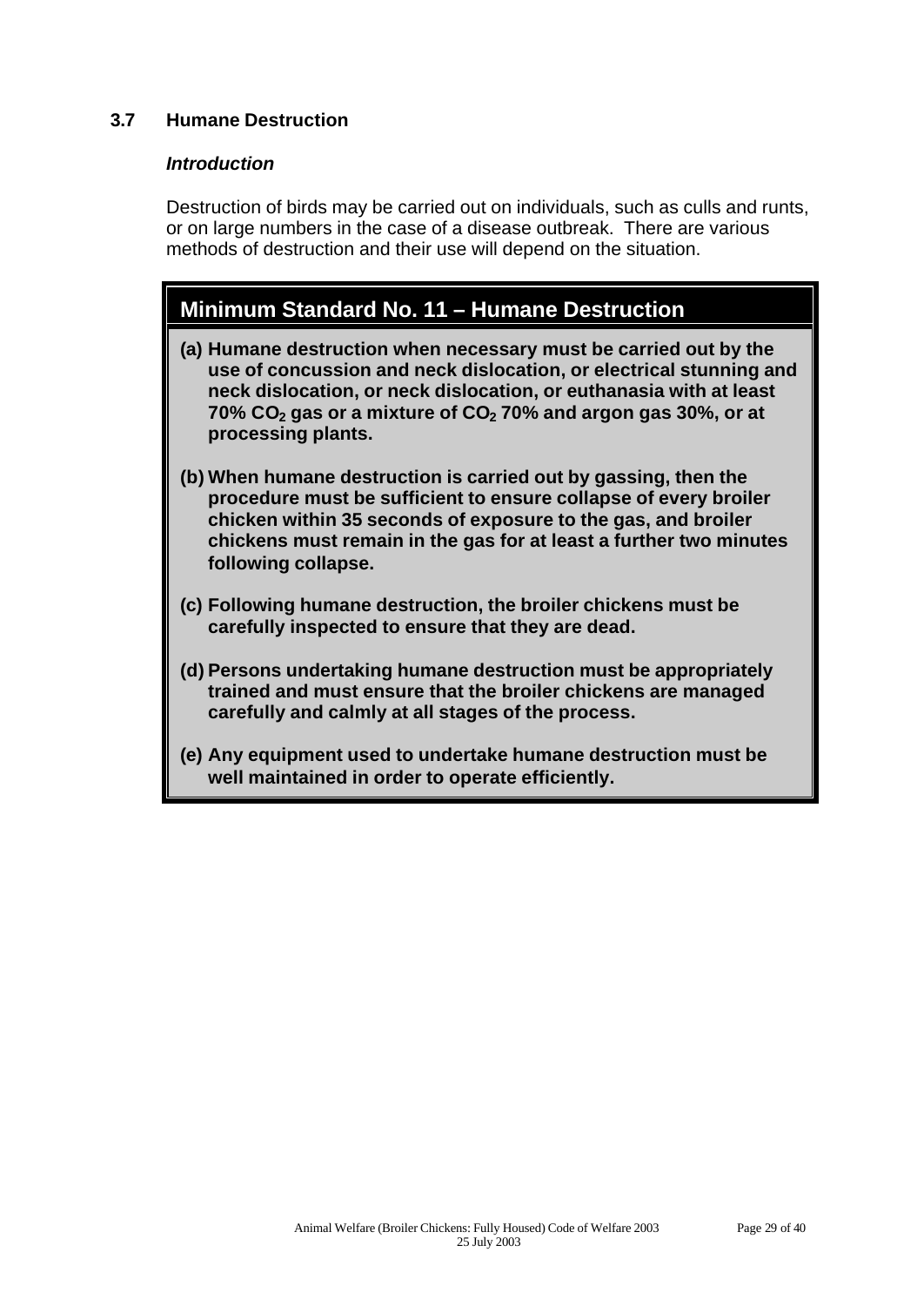## 3.7 Humane Destruction

### *Introduction*

Destruction of birds may be carried out on individuals, such as culls and runts, or on large numbers in the case of a disease outbreak. There are various methods of destruction and their use will depend on the situation.

### Minimum Standard No. 11 – Humane Destruction

**(a) Humane destruction when necessary must be carried out by the use of concussion and neck dislocation, or electrical stunning and neck dislocation, or neck dislocation, or euthanasia with at least 70% $CO_2$ gas or a mixture of $CO_2$ 70% and argon gas 30%, or at processing plants.**

**(b) When humane destruction is carried out by gassing, then the procedure must be sufficient to ensure collapse of every broiler chicken within 35 seconds of exposure to the gas, and broiler chickens must remain in the gas for at least a further two minutes following collapse.**

**(c) Following humane destruction, the broiler chickens must be carefully inspected to ensure that they are dead.**

**(d) Persons undertaking humane destruction must be appropriately trained and must ensure that the broiler chickens are managed carefully and calmly at all stages of the process.**

**(e) Any equipment used to undertake humane destruction must be well maintained in order to operate efficiently.**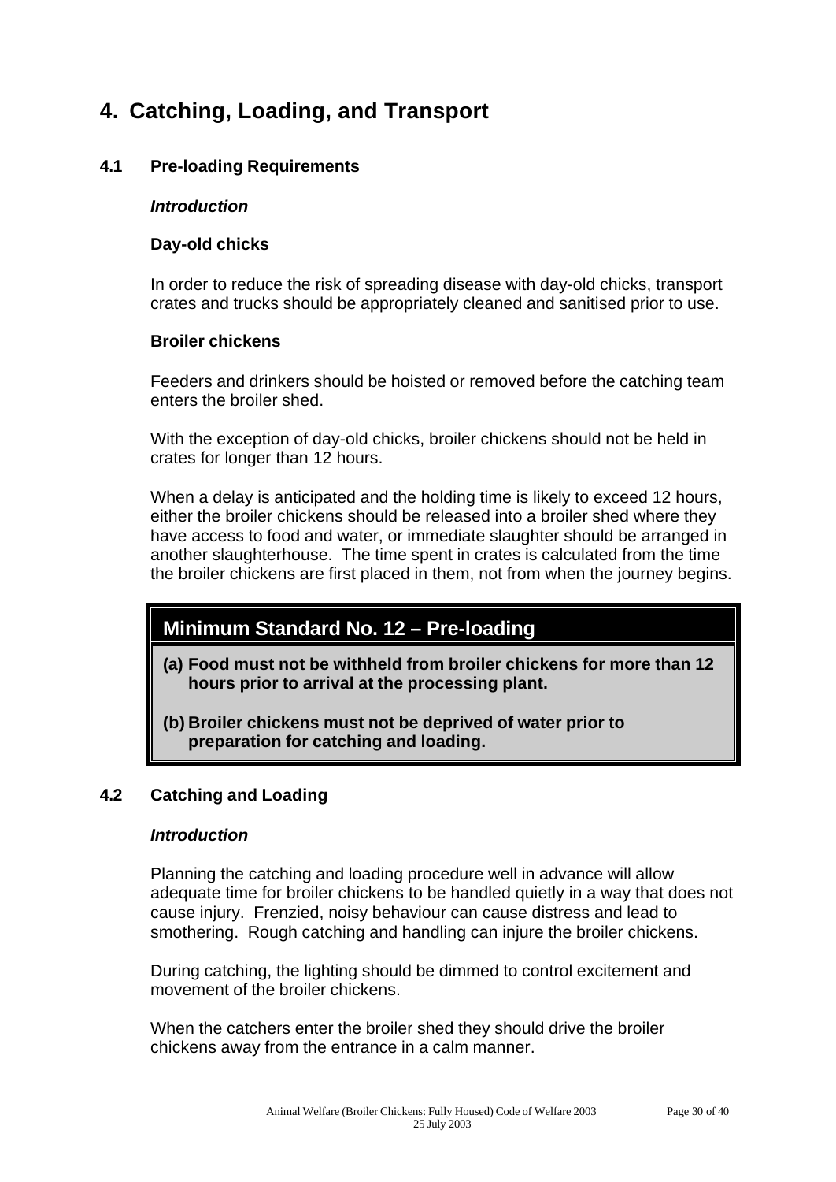# 4. Catching, Loading, and Transport

## 4.1 Pre-loading Requirements

***Introduction***

**Day-old chicks**

In order to reduce the risk of spreading disease with day-old chicks, transport crates and trucks should be appropriately cleaned and sanitised prior to use.

**Broiler chickens**

Feeders and drinkers should be hoisted or removed before the catching team enters the broiler shed.

With the exception of day-old chicks, broiler chickens should not be held in crates for longer than 12 hours.

When a delay is anticipated and the holding time is likely to exceed 12 hours, either the broiler chickens should be released into a broiler shed where they have access to food and water, or immediate slaughter should be arranged in another slaughterhouse. The time spent in crates is calculated from the time the broiler chickens are first placed in them, not from when the journey begins.

> **Minimum Standard No. 12 – Pre-loading**
>
> **(a) Food must not be withheld from broiler chickens for more than 12 hours prior to arrival at the processing plant.**
>
> **(b) Broiler chickens must not be deprived of water prior to preparation for catching and loading.**

## 4.2 Catching and Loading

***Introduction***

Planning the catching and loading procedure well in advance will allow adequate time for broiler chickens to be handled quietly in a way that does not cause injury. Frenzied, noisy behaviour can cause distress and lead to smothering. Rough catching and handling can injure the broiler chickens.

During catching, the lighting should be dimmed to control excitement and movement of the broiler chickens.

When the catchers enter the broiler shed they should drive the broiler chickens away from the entrance in a calm manner.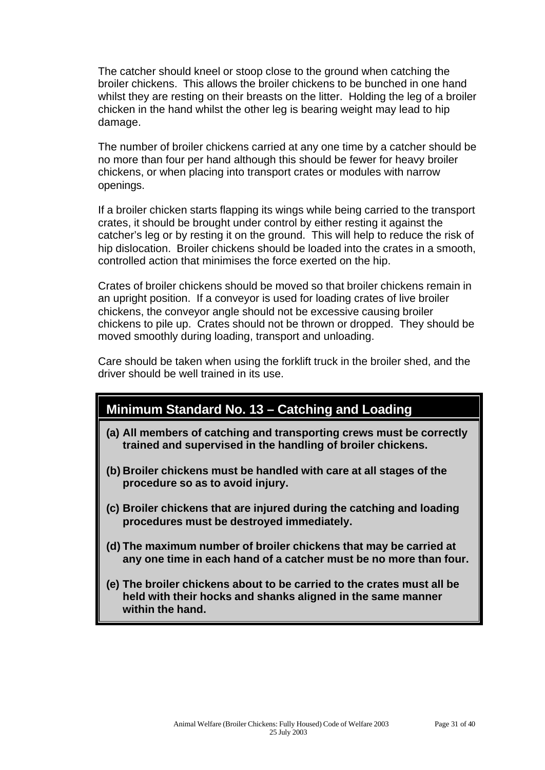The catcher should kneel or stoop close to the ground when catching the broiler chickens. This allows the broiler chickens to be bunched in one hand whilst they are resting on their breasts on the litter. Holding the leg of a broiler chicken in the hand whilst the other leg is bearing weight may lead to hip damage.

The number of broiler chickens carried at any one time by a catcher should be no more than four per hand although this should be fewer for heavy broiler chickens, or when placing into transport crates or modules with narrow openings.

If a broiler chicken starts flapping its wings while being carried to the transport crates, it should be brought under control by either resting it against the catcher's leg or by resting it on the ground. This will help to reduce the risk of hip dislocation. Broiler chickens should be loaded into the crates in a smooth, controlled action that minimises the force exerted on the hip.

Crates of broiler chickens should be moved so that broiler chickens remain in an upright position. If a conveyor is used for loading crates of live broiler chickens, the conveyor angle should not be excessive causing broiler chickens to pile up. Crates should not be thrown or dropped. They should be moved smoothly during loading, transport and unloading.

Care should be taken when using the forklift truck in the broiler shed, and the driver should be well trained in its use.

## Minimum Standard No. 13 – Catching and Loading

**(a) All members of catching and transporting crews must be correctly trained and supervised in the handling of broiler chickens.**

**(b) Broiler chickens must be handled with care at all stages of the procedure so as to avoid injury.**

**(c) Broiler chickens that are injured during the catching and loading procedures must be destroyed immediately.**

**(d) The maximum number of broiler chickens that may be carried at any one time in each hand of a catcher must be no more than four.**

**(e) The broiler chickens about to be carried to the crates must all be held with their hocks and shanks aligned in the same manner within the hand.**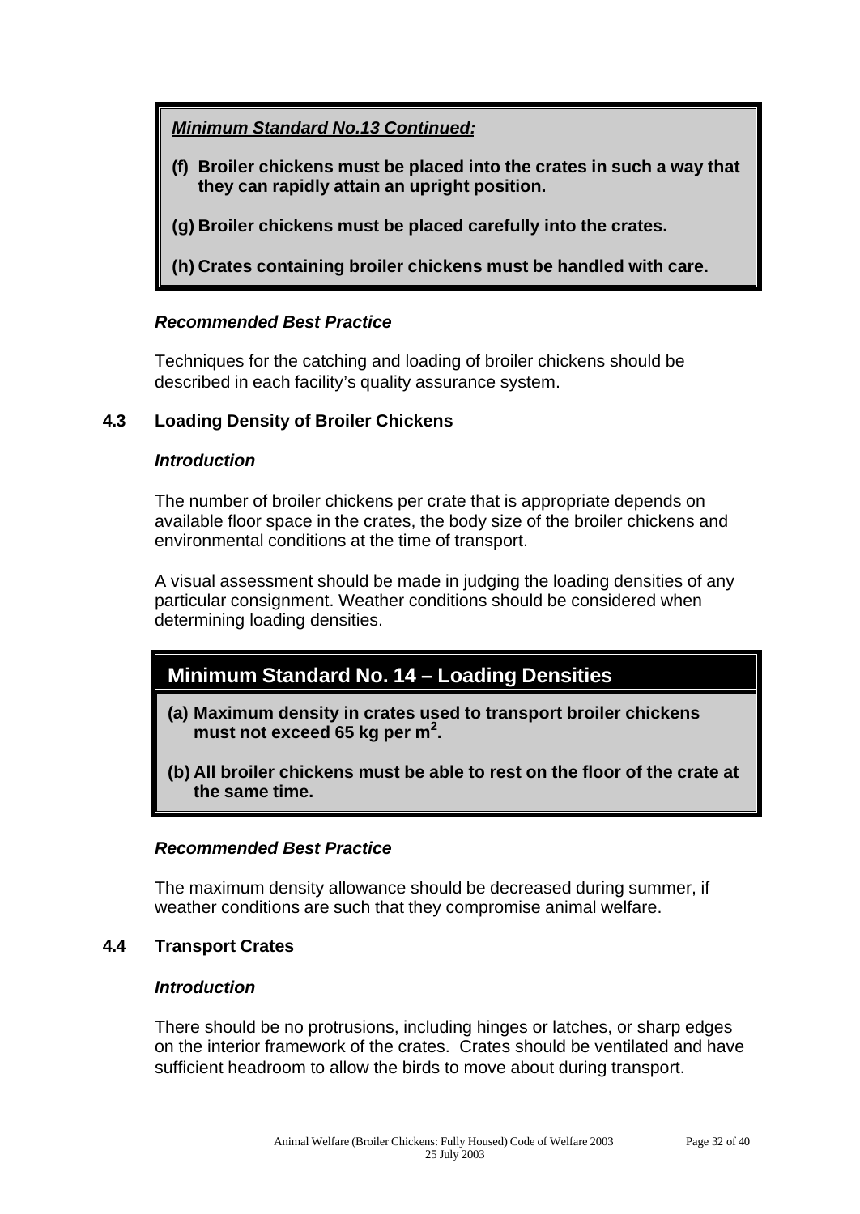***Minimum Standard No.13 Continued:***

**(f) Broiler chickens must be placed into the crates in such a way that they can rapidly attain an upright position.**

**(g) Broiler chickens must be placed carefully into the crates.**

**(h) Crates containing broiler chickens must be handled with care.**

***Recommended Best Practice***

Techniques for the catching and loading of broiler chickens should be described in each facility's quality assurance system.

### 4.3 Loading Density of Broiler Chickens

***Introduction***

The number of broiler chickens per crate that is appropriate depends on available floor space in the crates, the body size of the broiler chickens and environmental conditions at the time of transport.

A visual assessment should be made in judging the loading densities of any particular consignment. Weather conditions should be considered when determining loading densities.

**Minimum Standard No. 14 – Loading Densities**

**(a) Maximum density in crates used to transport broiler chickens must not exceed 65 kg per $m^2$.**

**(b) All broiler chickens must be able to rest on the floor of the crate at the same time.**

***Recommended Best Practice***

The maximum density allowance should be decreased during summer, if weather conditions are such that they compromise animal welfare.

### 4.4 Transport Crates

***Introduction***

There should be no protrusions, including hinges or latches, or sharp edges on the interior framework of the crates. Crates should be ventilated and have sufficient headroom to allow the birds to move about during transport.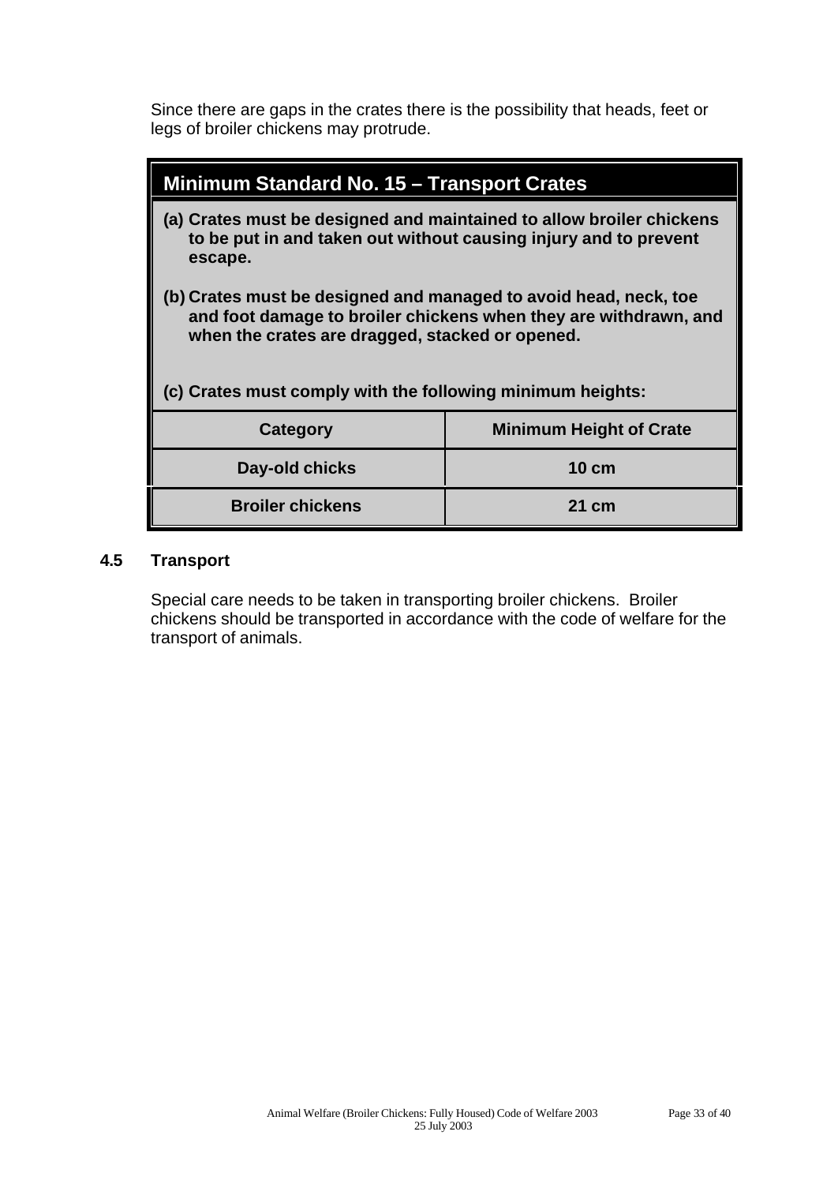Since there are gaps in the crates there is the possibility that heads, feet or legs of broiler chickens may protrude.

### Minimum Standard No. 15 – Transport Crates

**(a) Crates must be designed and maintained to allow broiler chickens to be put in and taken out without causing injury and to prevent escape.**

**(b) Crates must be designed and managed to avoid head, neck, toe and foot damage to broiler chickens when they are withdrawn, and when the crates are dragged, stacked or opened.**

**(c) Crates must comply with the following minimum heights:**

| Category | Minimum Height of Crate |
|---|---|
| **Day-old chicks** | **10 cm** |
| **Broiler chickens** | **21 cm** |

## 4.5 Transport

Special care needs to be taken in transporting broiler chickens. Broiler chickens should be transported in accordance with the code of welfare for the transport of animals.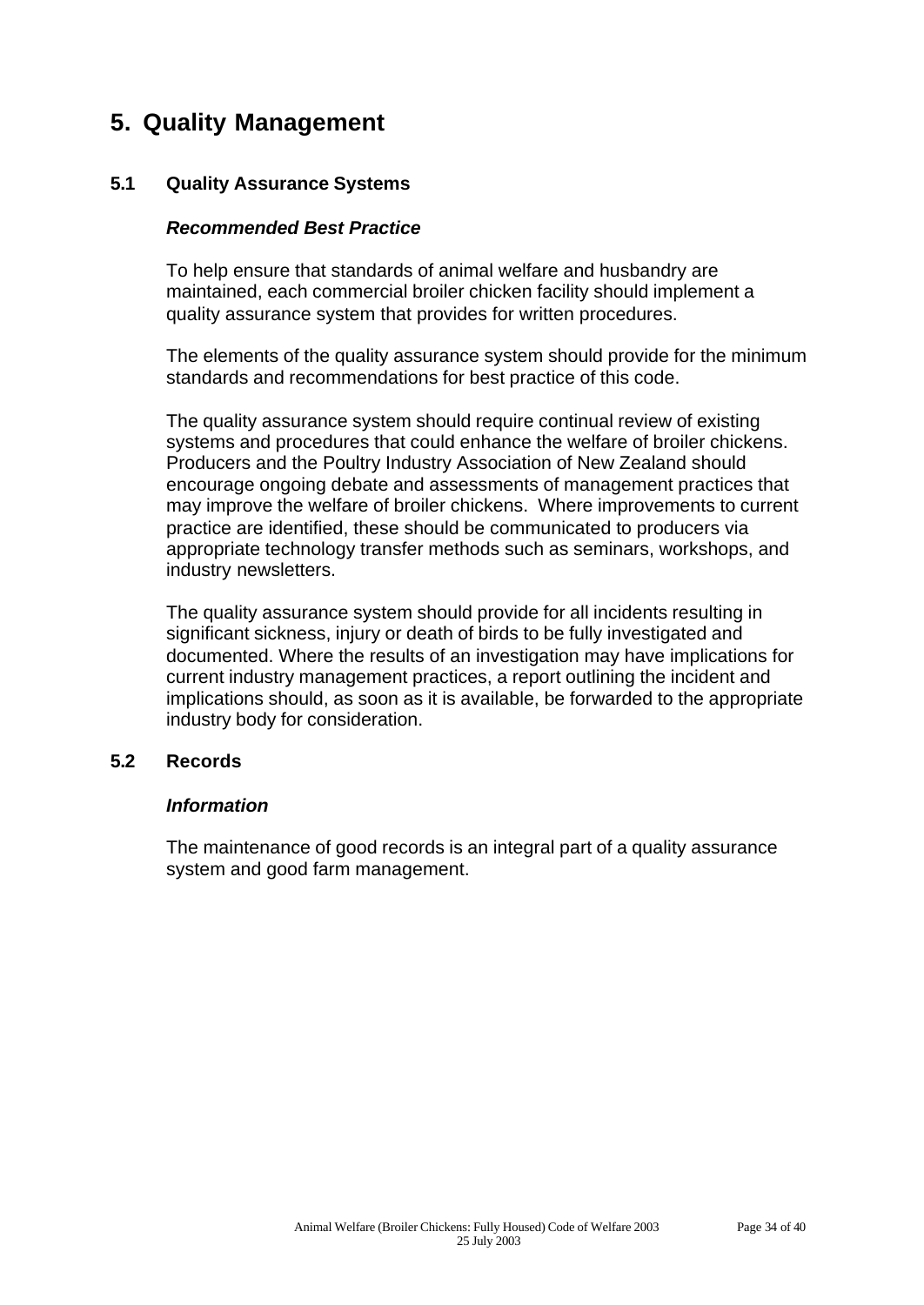# 5. Quality Management

## 5.1 Quality Assurance Systems

***Recommended Best Practice***

To help ensure that standards of animal welfare and husbandry are maintained, each commercial broiler chicken facility should implement a quality assurance system that provides for written procedures.

The elements of the quality assurance system should provide for the minimum standards and recommendations for best practice of this code.

The quality assurance system should require continual review of existing systems and procedures that could enhance the welfare of broiler chickens. Producers and the Poultry Industry Association of New Zealand should encourage ongoing debate and assessments of management practices that may improve the welfare of broiler chickens. Where improvements to current practice are identified, these should be communicated to producers via appropriate technology transfer methods such as seminars, workshops, and industry newsletters.

The quality assurance system should provide for all incidents resulting in significant sickness, injury or death of birds to be fully investigated and documented. Where the results of an investigation may have implications for current industry management practices, a report outlining the incident and implications should, as soon as it is available, be forwarded to the appropriate industry body for consideration.

## 5.2 Records

***Information***

The maintenance of good records is an integral part of a quality assurance system and good farm management.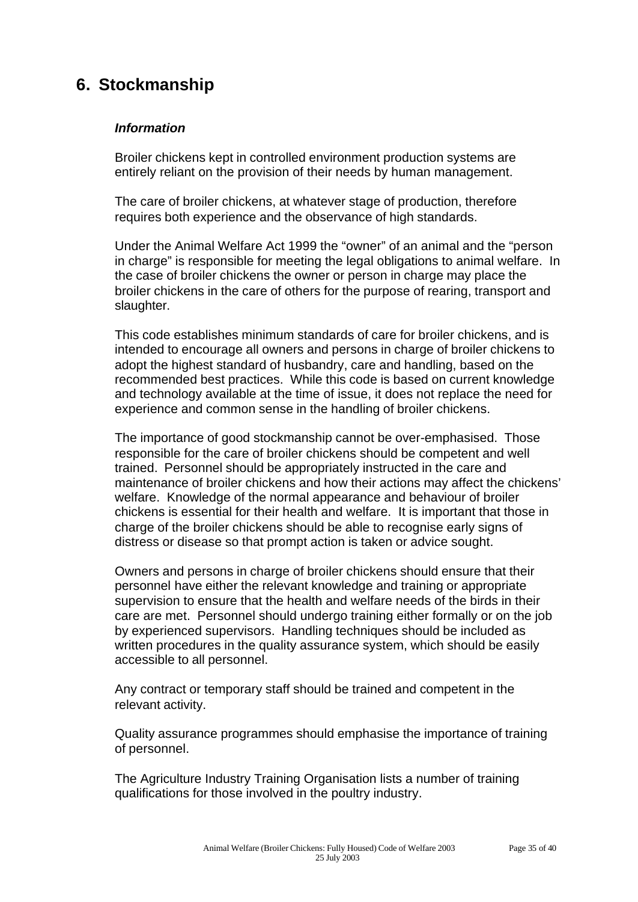# 6. Stockmanship

***Information***

Broiler chickens kept in controlled environment production systems are entirely reliant on the provision of their needs by human management.

The care of broiler chickens, at whatever stage of production, therefore requires both experience and the observance of high standards.

Under the Animal Welfare Act 1999 the "owner" of an animal and the "person in charge" is responsible for meeting the legal obligations to animal welfare. In the case of broiler chickens the owner or person in charge may place the broiler chickens in the care of others for the purpose of rearing, transport and slaughter.

This code establishes minimum standards of care for broiler chickens, and is intended to encourage all owners and persons in charge of broiler chickens to adopt the highest standard of husbandry, care and handling, based on the recommended best practices. While this code is based on current knowledge and technology available at the time of issue, it does not replace the need for experience and common sense in the handling of broiler chickens.

The importance of good stockmanship cannot be over-emphasised. Those responsible for the care of broiler chickens should be competent and well trained. Personnel should be appropriately instructed in the care and maintenance of broiler chickens and how their actions may affect the chickens' welfare. Knowledge of the normal appearance and behaviour of broiler chickens is essential for their health and welfare. It is important that those in charge of the broiler chickens should be able to recognise early signs of distress or disease so that prompt action is taken or advice sought.

Owners and persons in charge of broiler chickens should ensure that their personnel have either the relevant knowledge and training or appropriate supervision to ensure that the health and welfare needs of the birds in their care are met. Personnel should undergo training either formally or on the job by experienced supervisors. Handling techniques should be included as written procedures in the quality assurance system, which should be easily accessible to all personnel.

Any contract or temporary staff should be trained and competent in the relevant activity.

Quality assurance programmes should emphasise the importance of training of personnel.

The Agriculture Industry Training Organisation lists a number of training qualifications for those involved in the poultry industry.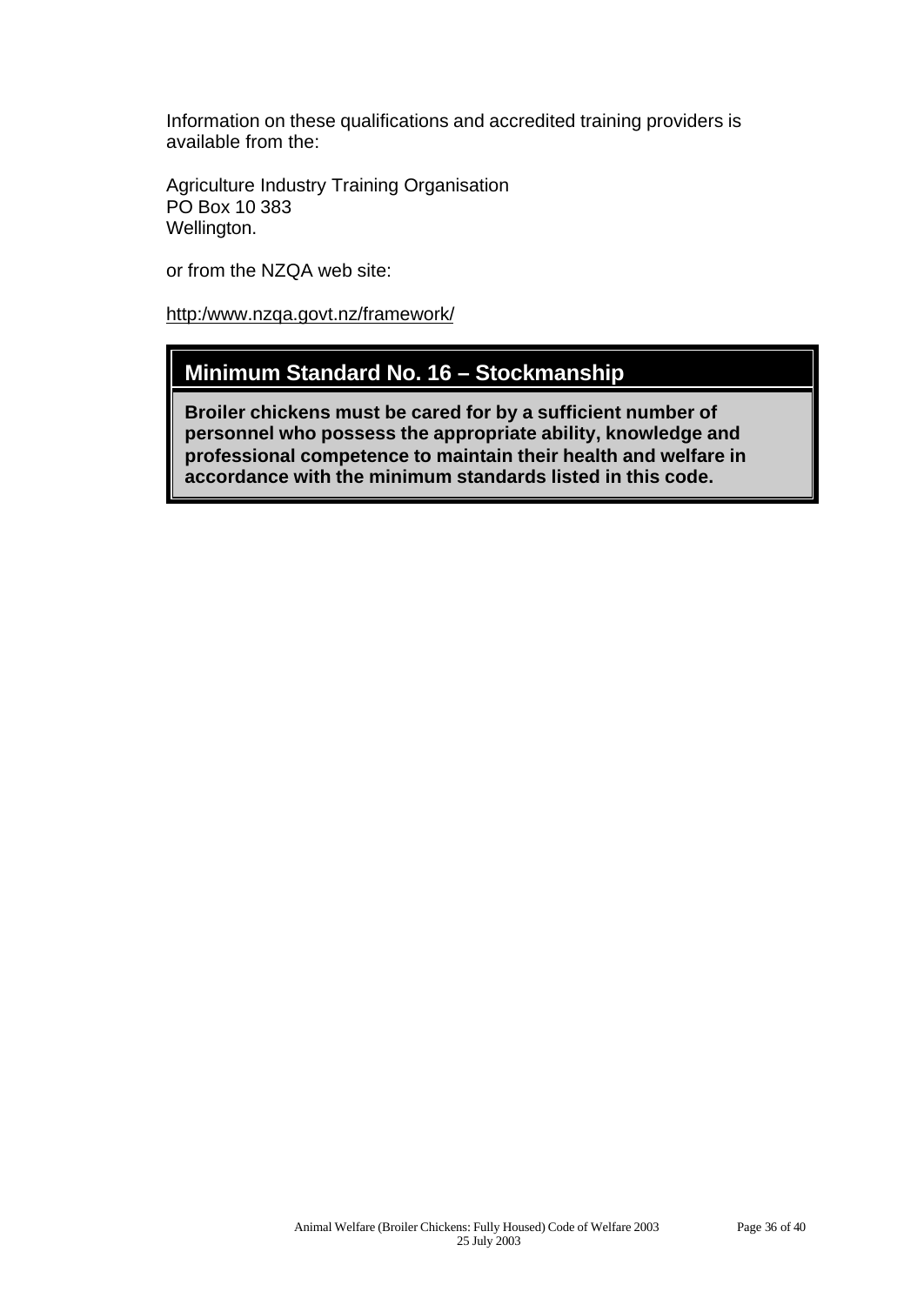Information on these qualifications and accredited training providers is available from the:

Agriculture Industry Training Organisation
PO Box 10 383
Wellington.

or from the NZQA web site:

http:/www.nzqa.govt.nz/framework/

## Minimum Standard No. 16 – Stockmanship

**Broiler chickens must be cared for by a sufficient number of personnel who possess the appropriate ability, knowledge and professional competence to maintain their health and welfare in accordance with the minimum standards listed in this code.**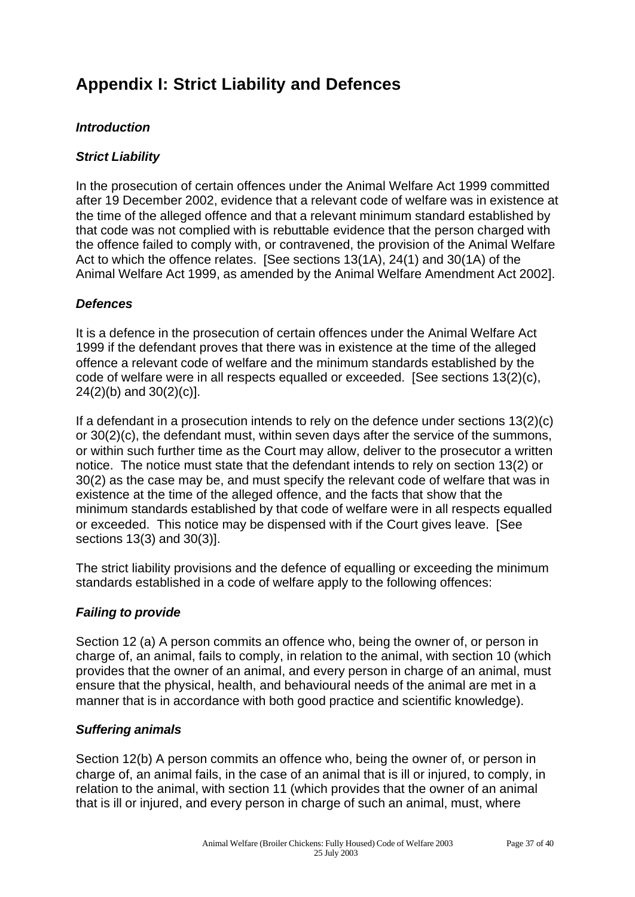# Appendix I: Strict Liability and Defences

***Introduction***

***Strict Liability***

In the prosecution of certain offences under the Animal Welfare Act 1999 committed after 19 December 2002, evidence that a relevant code of welfare was in existence at the time of the alleged offence and that a relevant minimum standard established by that code was not complied with is rebuttable evidence that the person charged with the offence failed to comply with, or contravened, the provision of the Animal Welfare Act to which the offence relates. [See sections 13(1A), 24(1) and 30(1A) of the Animal Welfare Act 1999, as amended by the Animal Welfare Amendment Act 2002].

***Defences***

It is a defence in the prosecution of certain offences under the Animal Welfare Act 1999 if the defendant proves that there was in existence at the time of the alleged offence a relevant code of welfare and the minimum standards established by the code of welfare were in all respects equalled or exceeded. [See sections 13(2)(c), 24(2)(b) and 30(2)(c)].

If a defendant in a prosecution intends to rely on the defence under sections 13(2)(c) or 30(2)(c), the defendant must, within seven days after the service of the summons, or within such further time as the Court may allow, deliver to the prosecutor a written notice. The notice must state that the defendant intends to rely on section 13(2) or 30(2) as the case may be, and must specify the relevant code of welfare that was in existence at the time of the alleged offence, and the facts that show that the minimum standards established by that code of welfare were in all respects equalled or exceeded. This notice may be dispensed with if the Court gives leave. [See sections 13(3) and 30(3)].

The strict liability provisions and the defence of equalling or exceeding the minimum standards established in a code of welfare apply to the following offences:

***Failing to provide***

Section 12 (a) A person commits an offence who, being the owner of, or person in charge of, an animal, fails to comply, in relation to the animal, with section 10 (which provides that the owner of an animal, and every person in charge of an animal, must ensure that the physical, health, and behavioural needs of the animal are met in a manner that is in accordance with both good practice and scientific knowledge).

***Suffering animals***

Section 12(b) A person commits an offence who, being the owner of, or person in charge of, an animal fails, in the case of an animal that is ill or injured, to comply, in relation to the animal, with section 11 (which provides that the owner of an animal that is ill or injured, and every person in charge of such an animal, must, where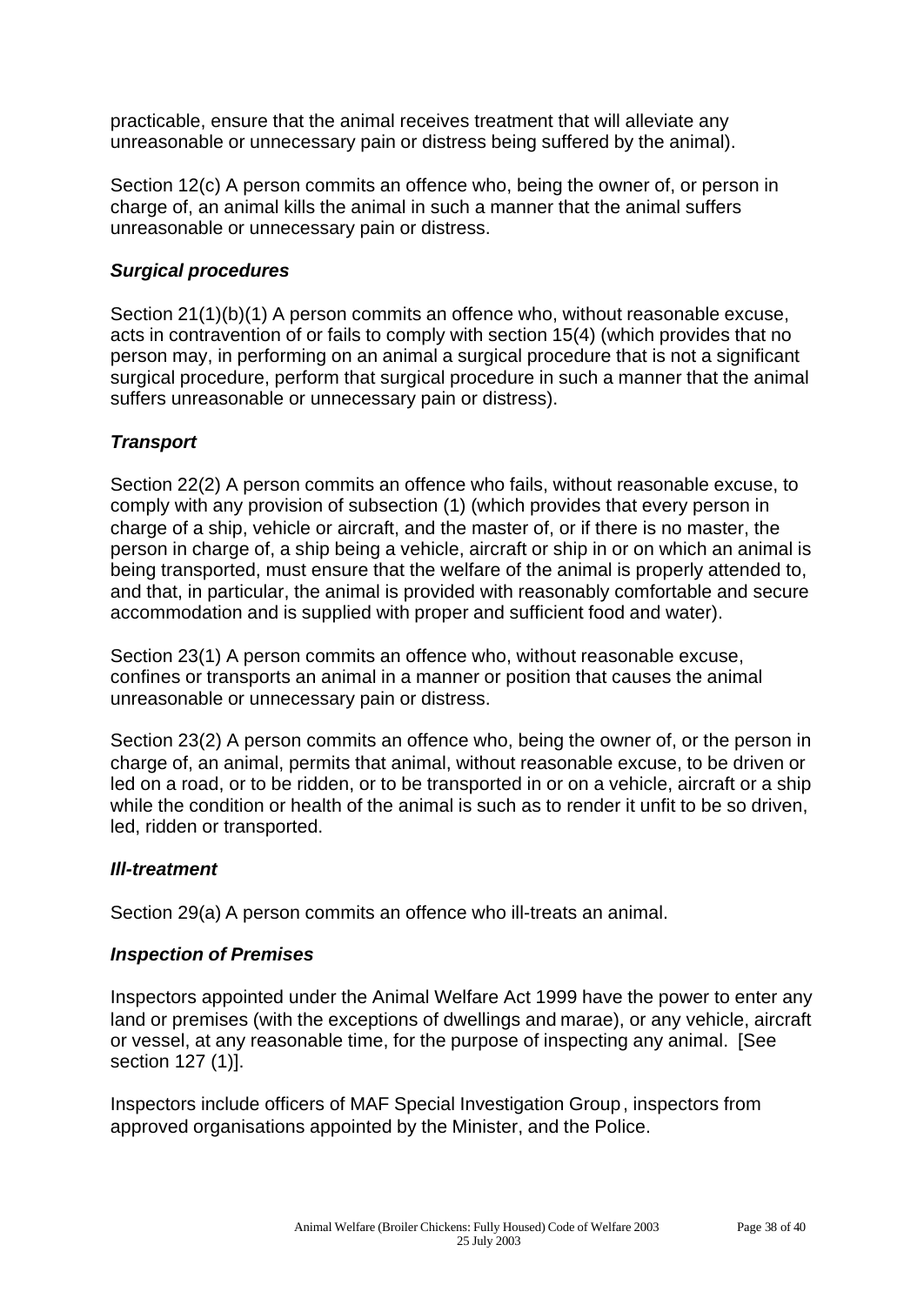practicable, ensure that the animal receives treatment that will alleviate any unreasonable or unnecessary pain or distress being suffered by the animal).

Section 12(c) A person commits an offence who, being the owner of, or person in charge of, an animal kills the animal in such a manner that the animal suffers unreasonable or unnecessary pain or distress.

### *Surgical procedures*

Section 21(1)(b)(1) A person commits an offence who, without reasonable excuse, acts in contravention of or fails to comply with section 15(4) (which provides that no person may, in performing on an animal a surgical procedure that is not a significant surgical procedure, perform that surgical procedure in such a manner that the animal suffers unreasonable or unnecessary pain or distress).

### *Transport*

Section 22(2) A person commits an offence who fails, without reasonable excuse, to comply with any provision of subsection (1) (which provides that every person in charge of a ship, vehicle or aircraft, and the master of, or if there is no master, the person in charge of, a ship being a vehicle, aircraft or ship in or on which an animal is being transported, must ensure that the welfare of the animal is properly attended to, and that, in particular, the animal is provided with reasonably comfortable and secure accommodation and is supplied with proper and sufficient food and water).

Section 23(1) A person commits an offence who, without reasonable excuse, confines or transports an animal in a manner or position that causes the animal unreasonable or unnecessary pain or distress.

Section 23(2) A person commits an offence who, being the owner of, or the person in charge of, an animal, permits that animal, without reasonable excuse, to be driven or led on a road, or to be ridden, or to be transported in or on a vehicle, aircraft or a ship while the condition or health of the animal is such as to render it unfit to be so driven, led, ridden or transported.

### *Ill-treatment*

Section 29(a) A person commits an offence who ill-treats an animal.

### *Inspection of Premises*

Inspectors appointed under the Animal Welfare Act 1999 have the power to enter any land or premises (with the exceptions of dwellings and marae), or any vehicle, aircraft or vessel, at any reasonable time, for the purpose of inspecting any animal. [See section 127 (1)].

Inspectors include officers of MAF Special Investigation Group, inspectors from approved organisations appointed by the Minister, and the Police.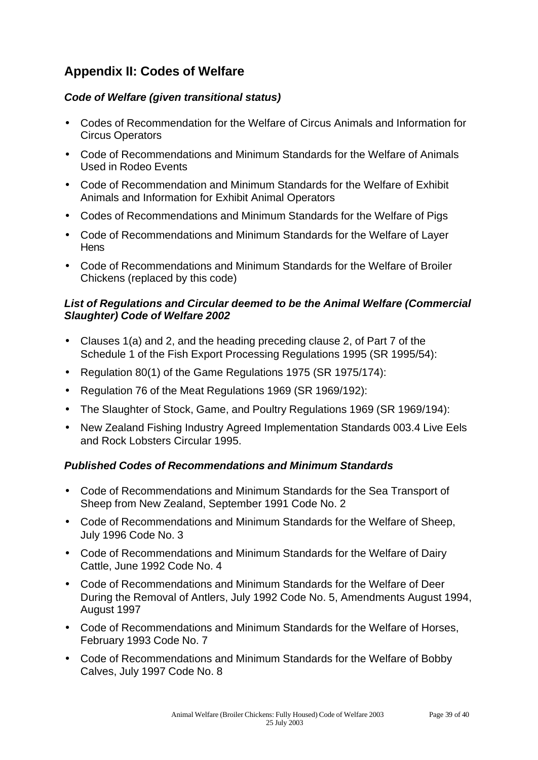## Appendix II: Codes of Welfare

### *Code of Welfare (given transitional status)*

- Codes of Recommendation for the Welfare of Circus Animals and Information for Circus Operators
- Code of Recommendations and Minimum Standards for the Welfare of Animals Used in Rodeo Events
- Code of Recommendation and Minimum Standards for the Welfare of Exhibit Animals and Information for Exhibit Animal Operators
- Codes of Recommendations and Minimum Standards for the Welfare of Pigs
- Code of Recommendations and Minimum Standards for the Welfare of Layer Hens
- Code of Recommendations and Minimum Standards for the Welfare of Broiler Chickens (replaced by this code)

### *List of Regulations and Circular deemed to be the Animal Welfare (Commercial Slaughter) Code of Welfare 2002*

- Clauses 1(a) and 2, and the heading preceding clause 2, of Part 7 of the Schedule 1 of the Fish Export Processing Regulations 1995 (SR 1995/54):
- Regulation 80(1) of the Game Regulations 1975 (SR 1975/174):
- Regulation 76 of the Meat Regulations 1969 (SR 1969/192):
- The Slaughter of Stock, Game, and Poultry Regulations 1969 (SR 1969/194):
- New Zealand Fishing Industry Agreed Implementation Standards 003.4 Live Eels and Rock Lobsters Circular 1995.

### *Published Codes of Recommendations and Minimum Standards*

- Code of Recommendations and Minimum Standards for the Sea Transport of Sheep from New Zealand, September 1991 Code No. 2
- Code of Recommendations and Minimum Standards for the Welfare of Sheep, July 1996 Code No. 3
- Code of Recommendations and Minimum Standards for the Welfare of Dairy Cattle, June 1992 Code No. 4
- Code of Recommendations and Minimum Standards for the Welfare of Deer During the Removal of Antlers, July 1992 Code No. 5, Amendments August 1994, August 1997
- Code of Recommendations and Minimum Standards for the Welfare of Horses, February 1993 Code No. 7
- Code of Recommendations and Minimum Standards for the Welfare of Bobby Calves, July 1997 Code No. 8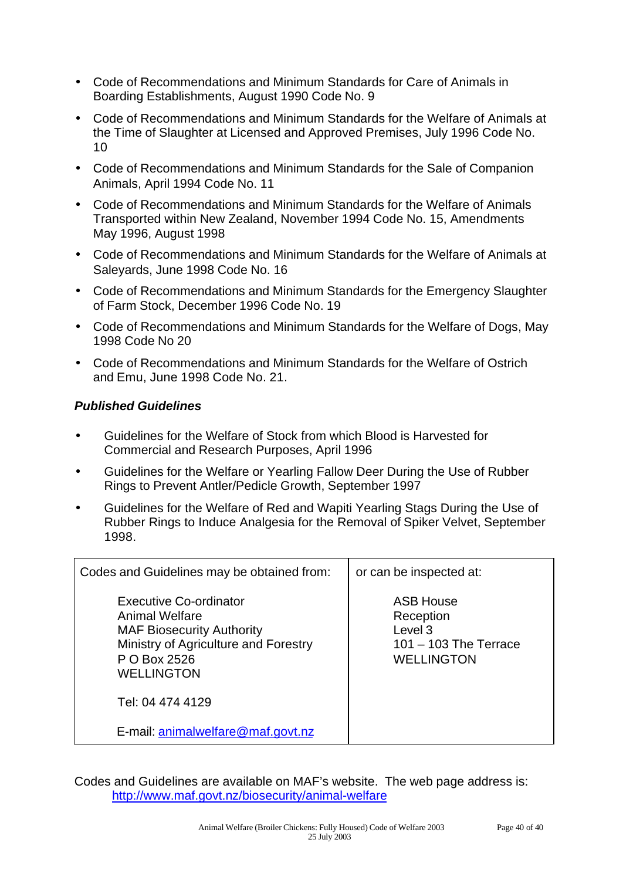- Code of Recommendations and Minimum Standards for Care of Animals in Boarding Establishments, August 1990 Code No. 9
- Code of Recommendations and Minimum Standards for the Welfare of Animals at the Time of Slaughter at Licensed and Approved Premises, July 1996 Code No. 10
- Code of Recommendations and Minimum Standards for the Sale of Companion Animals, April 1994 Code No. 11
- Code of Recommendations and Minimum Standards for the Welfare of Animals Transported within New Zealand, November 1994 Code No. 15, Amendments May 1996, August 1998
- Code of Recommendations and Minimum Standards for the Welfare of Animals at Saleyards, June 1998 Code No. 16
- Code of Recommendations and Minimum Standards for the Emergency Slaughter of Farm Stock, December 1996 Code No. 19
- Code of Recommendations and Minimum Standards for the Welfare of Dogs, May 1998 Code No 20
- Code of Recommendations and Minimum Standards for the Welfare of Ostrich and Emu, June 1998 Code No. 21.

***Published Guidelines***

- Guidelines for the Welfare of Stock from which Blood is Harvested for Commercial and Research Purposes, April 1996
- Guidelines for the Welfare or Yearling Fallow Deer During the Use of Rubber Rings to Prevent Antler/Pedicle Growth, September 1997
- Guidelines for the Welfare of Red and Wapiti Yearling Stags During the Use of Rubber Rings to Induce Analgesia for the Removal of Spiker Velvet, September 1998.

| Codes and Guidelines may be obtained from: | or can be inspected at: |
|---|---|
| Executive Co-ordinator<br>Animal Welfare<br>MAF Biosecurity Authority<br>Ministry of Agriculture and Forestry<br>P O Box 2526<br>WELLINGTON<br><br>Tel: 04 474 4129<br><br>E-mail: animalwelfare@maf.govt.nz | ASB House<br>Reception<br>Level 3<br>101 – 103 The Terrace<br>WELLINGTON |

Codes and Guidelines are available on MAF's website. The web page address is: http://www.maf.govt.nz/biosecurity/animal-welfare